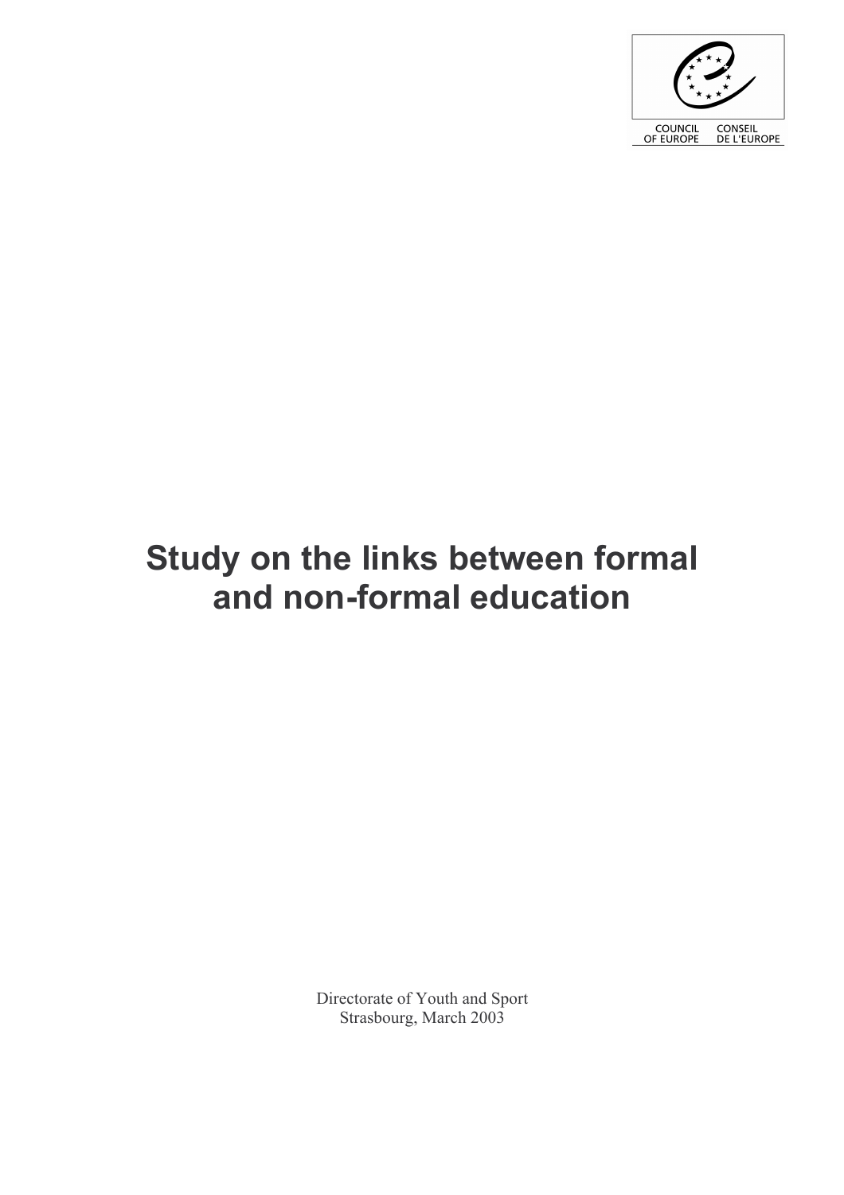COUNCIL OF EUROPE CONSEIL DE L'EUROPE

# Study on the links between formal and non-formal education

Directorate of Youth and Sport
Strasbourg, March 2003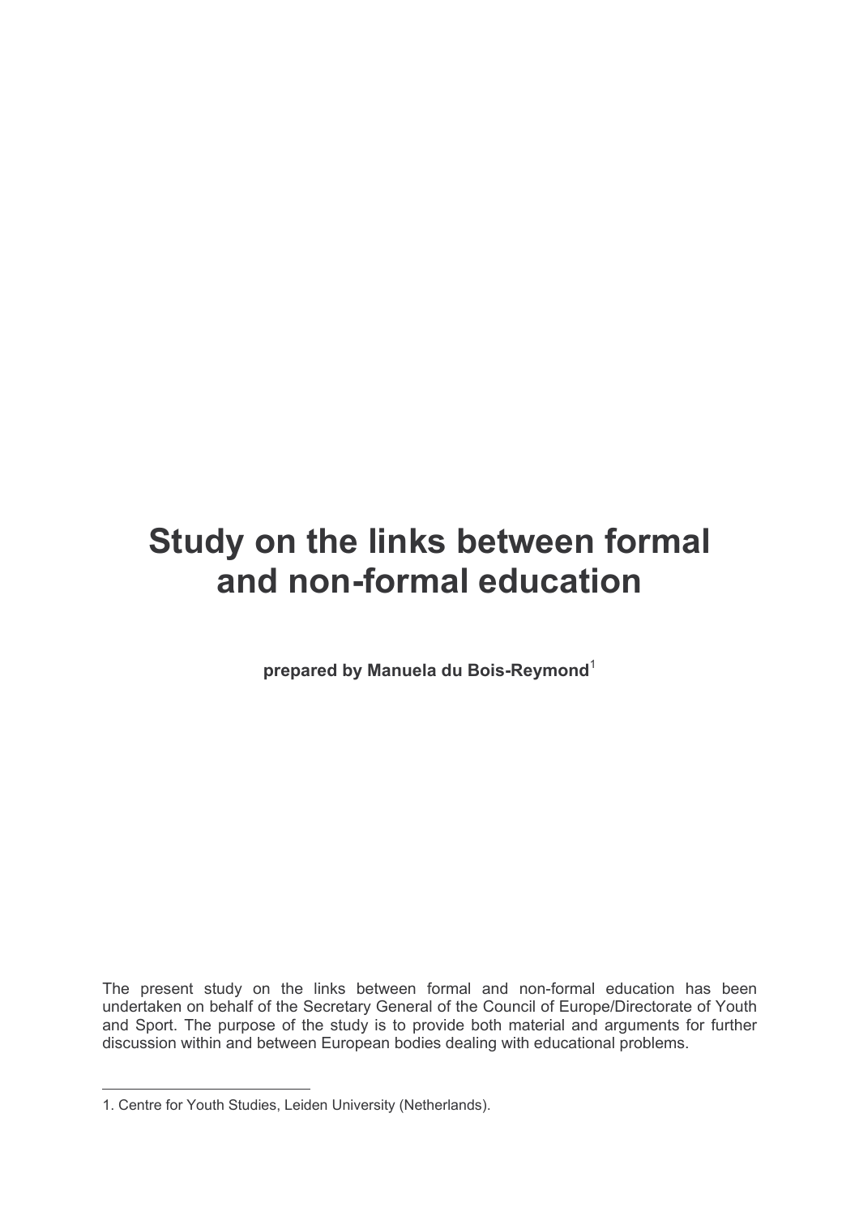# Study on the links between formal and non-formal education

**prepared by Manuela du Bois-Reymond**[1]

The present study on the links between formal and non-formal education has been undertaken on behalf of the Secretary General of the Council of Europe/Directorate of Youth and Sport. The purpose of the study is to provide both material and arguments for further discussion within and between European bodies dealing with educational problems.

---

1. Centre for Youth Studies, Leiden University (Netherlands).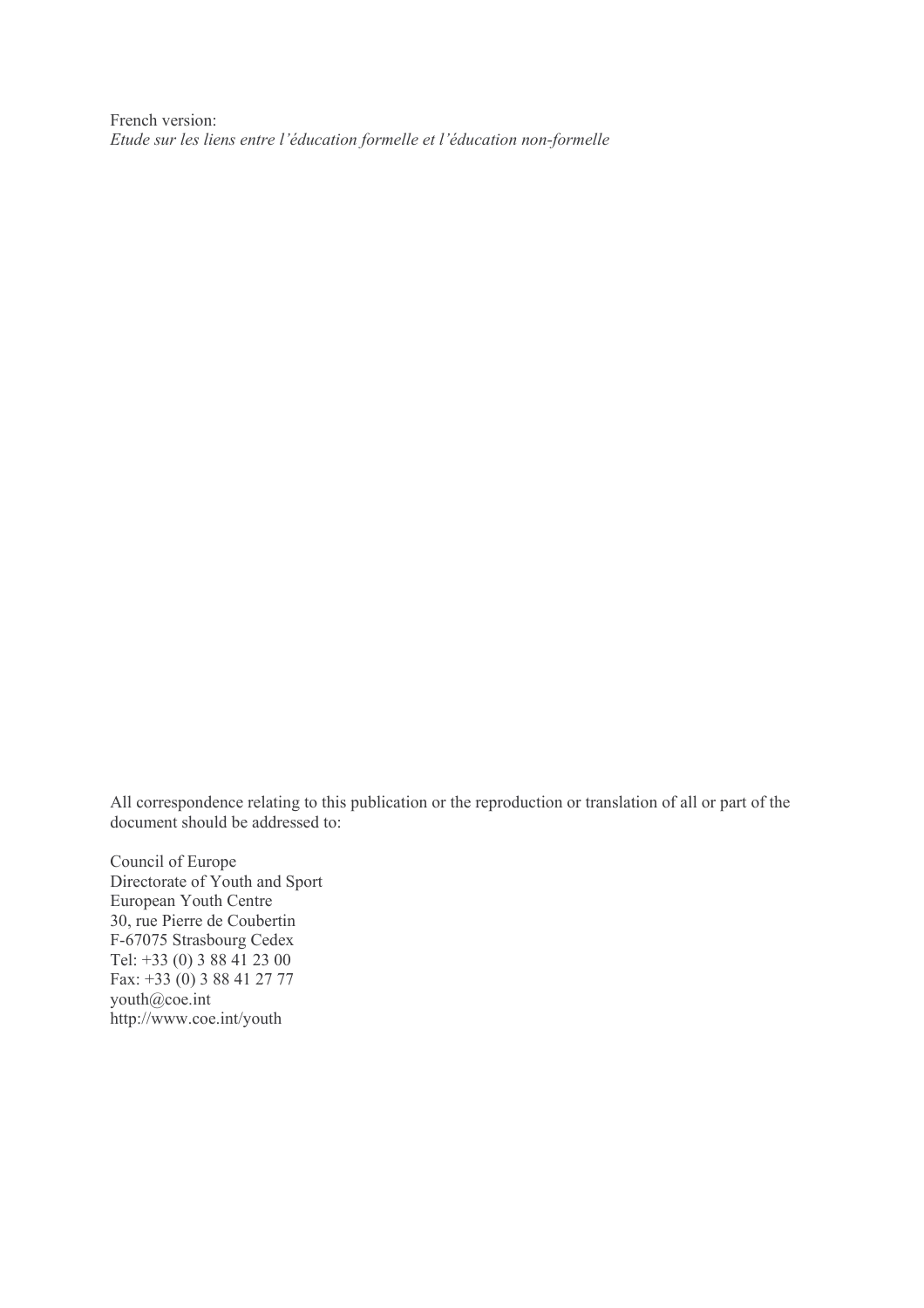French version:
*Etude sur les liens entre l'éducation formelle et l'éducation non-formelle*

All correspondence relating to this publication or the reproduction or translation of all or part of the document should be addressed to:

Council of Europe
Directorate of Youth and Sport
European Youth Centre
30, rue Pierre de Coubertin
F-67075 Strasbourg Cedex
Tel: +33 (0) 3 88 41 23 00
Fax: +33 (0) 3 88 41 27 77
youth@coe.int
http://www.coe.int/youth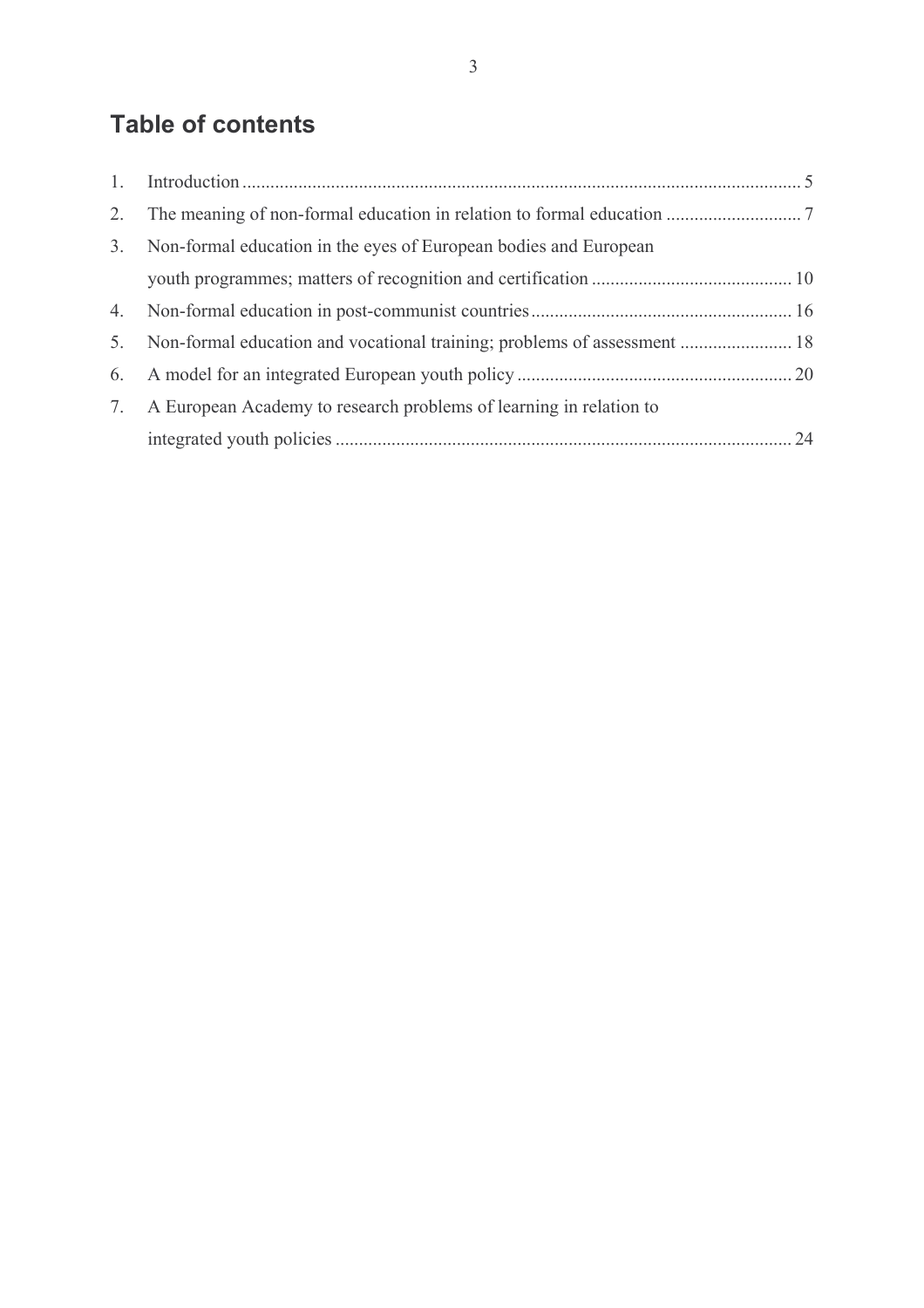# Table of contents

1. Introduction ........................................................................................................................ 5
2. The meaning of non-formal education in relation to formal education ............................. 7
3. Non-formal education in the eyes of European bodies and European youth programmes; matters of recognition and certification ........................................... 10
4. Non-formal education in post-communist countries ........................................................ 16
5. Non-formal education and vocational training; problems of assessment ........................ 18
6. A model for an integrated European youth policy ........................................................... 20
7. A European Academy to research problems of learning in relation to integrated youth policies .................................................................................................. 24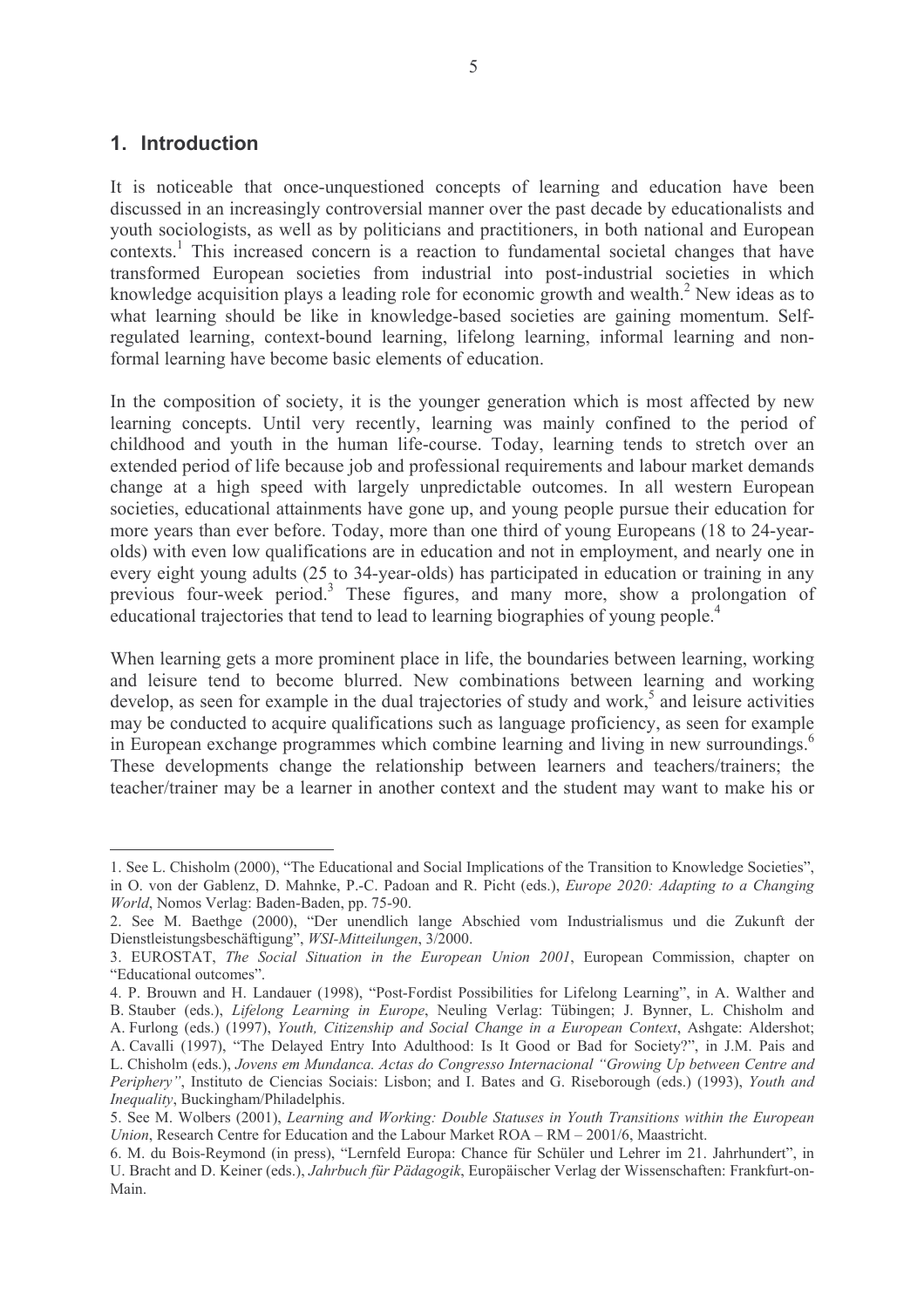## 1. Introduction

It is noticeable that once-unquestioned concepts of learning and education have been discussed in an increasingly controversial manner over the past decade by educationalists and youth sociologists, as well as by politicians and practitioners, in both national and European contexts.[1] This increased concern is a reaction to fundamental societal changes that have transformed European societies from industrial into post-industrial societies in which knowledge acquisition plays a leading role for economic growth and wealth.[2] New ideas as to what learning should be like in knowledge-based societies are gaining momentum. Self-regulated learning, context-bound learning, lifelong learning, informal learning and non-formal learning have become basic elements of education.

In the composition of society, it is the younger generation which is most affected by new learning concepts. Until very recently, learning was mainly confined to the period of childhood and youth in the human life-course. Today, learning tends to stretch over an extended period of life because job and professional requirements and labour market demands change at a high speed with largely unpredictable outcomes. In all western European societies, educational attainments have gone up, and young people pursue their education for more years than ever before. Today, more than one third of young Europeans (18 to 24-year-olds) with even low qualifications are in education and not in employment, and nearly one in every eight young adults (25 to 34-year-olds) has participated in education or training in any previous four-week period.[3] These figures, and many more, show a prolongation of educational trajectories that tend to lead to learning biographies of young people.[4]

When learning gets a more prominent place in life, the boundaries between learning, working and leisure tend to become blurred. New combinations between learning and working develop, as seen for example in the dual trajectories of study and work,[5] and leisure activities may be conducted to acquire qualifications such as language proficiency, as seen for example in European exchange programmes which combine learning and living in new surroundings.[6] These developments change the relationship between learners and teachers/trainers; the teacher/trainer may be a learner in another context and the student may want to make his or

---

1. See L. Chisholm (2000), "The Educational and Social Implications of the Transition to Knowledge Societies", in O. von der Gablenz, D. Mahnke, P.-C. Padoan and R. Picht (eds.), *Europe 2020: Adapting to a Changing World*, Nomos Verlag: Baden-Baden, pp. 75-90.

2. See M. Baethge (2000), "Der unendlich lange Abschied vom Industrialismus und die Zukunft der Dienstleistungsbeschäftigung", *WSI-Mitteilungen*, 3/2000.

3. EUROSTAT, *The Social Situation in the European Union 2001*, European Commission, chapter on "Educational outcomes".

4. P. Brouwn and H. Landauer (1998), "Post-Fordist Possibilities for Lifelong Learning", in A. Walther and B. Stauber (eds.), *Lifelong Learning in Europe*, Neuling Verlag: Tübingen; J. Bynner, L. Chisholm and A. Furlong (eds.) (1997), *Youth, Citizenship and Social Change in a European Context*, Ashgate: Aldershot; A. Cavalli (1997), "The Delayed Entry Into Adulthood: Is It Good or Bad for Society?", in J.M. Pais and L. Chisholm (eds.), *Jovens em Mundanca. Actas do Congresso Internacional "Growing Up between Centre and Periphery"*, Instituto de Ciencias Sociais: Lisbon; and I. Bates and G. Riseborough (eds.) (1993), *Youth and Inequality*, Buckingham/Philadelphis.

5. See M. Wolbers (2001), *Learning and Working: Double Statuses in Youth Transitions within the European Union*, Research Centre for Education and the Labour Market ROA – RM – 2001/6, Maastricht.

6. M. du Bois-Reymond (in press), "Lernfeld Europa: Chance für Schüler und Lehrer im 21. Jahrhundert", in U. Bracht and D. Keiner (eds.), *Jahrbuch für Pädagogik*, Europäischer Verlag der Wissenschaften: Frankfurt-on-Main.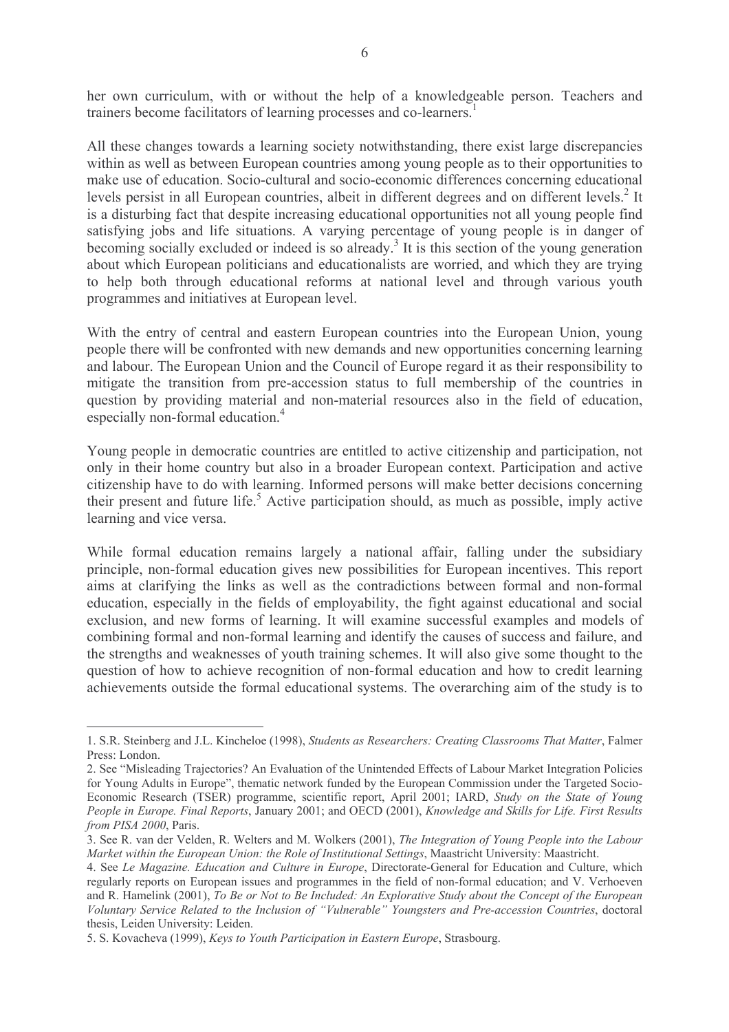her own curriculum, with or without the help of a knowledgeable person. Teachers and trainers become facilitators of learning processes and co-learners.[1]

All these changes towards a learning society notwithstanding, there exist large discrepancies within as well as between European countries among young people as to their opportunities to make use of education. Socio-cultural and socio-economic differences concerning educational levels persist in all European countries, albeit in different degrees and on different levels.[2] It is a disturbing fact that despite increasing educational opportunities not all young people find satisfying jobs and life situations. A varying percentage of young people is in danger of becoming socially excluded or indeed is so already.[3] It is this section of the young generation about which European politicians and educationalists are worried, and which they are trying to help both through educational reforms at national level and through various youth programmes and initiatives at European level.

With the entry of central and eastern European countries into the European Union, young people there will be confronted with new demands and new opportunities concerning learning and labour. The European Union and the Council of Europe regard it as their responsibility to mitigate the transition from pre-accession status to full membership of the countries in question by providing material and non-material resources also in the field of education, especially non-formal education.[4]

Young people in democratic countries are entitled to active citizenship and participation, not only in their home country but also in a broader European context. Participation and active citizenship have to do with learning. Informed persons will make better decisions concerning their present and future life.[5] Active participation should, as much as possible, imply active learning and vice versa.

While formal education remains largely a national affair, falling under the subsidiary principle, non-formal education gives new possibilities for European incentives. This report aims at clarifying the links as well as the contradictions between formal and non-formal education, especially in the fields of employability, the fight against educational and social exclusion, and new forms of learning. It will examine successful examples and models of combining formal and non-formal learning and identify the causes of success and failure, and the strengths and weaknesses of youth training schemes. It will also give some thought to the question of how to achieve recognition of non-formal education and how to credit learning achievements outside the formal educational systems. The overarching aim of the study is to

---

1. S.R. Steinberg and J.L. Kincheloe (1998), *Students as Researchers: Creating Classrooms That Matter*, Falmer Press: London.

2. See "Misleading Trajectories? An Evaluation of the Unintended Effects of Labour Market Integration Policies for Young Adults in Europe", thematic network funded by the European Commission under the Targeted Socio-Economic Research (TSER) programme, scientific report, April 2001; IARD, *Study on the State of Young People in Europe. Final Reports*, January 2001; and OECD (2001), *Knowledge and Skills for Life. First Results from PISA 2000*, Paris.

3. See R. van der Velden, R. Welters and M. Wolkers (2001), *The Integration of Young People into the Labour Market within the European Union: the Role of Institutional Settings*, Maastricht University: Maastricht.

4. See *Le Magazine. Education and Culture in Europe*, Directorate-General for Education and Culture, which regularly reports on European issues and programmes in the field of non-formal education; and V. Verhoeven and R. Hamelink (2001), *To Be or Not to Be Included: An Explorative Study about the Concept of the European Voluntary Service Related to the Inclusion of "Vulnerable" Youngsters and Pre-accession Countries*, doctoral thesis, Leiden University: Leiden.

5. S. Kovacheva (1999), *Keys to Youth Participation in Eastern Europe*, Strasbourg.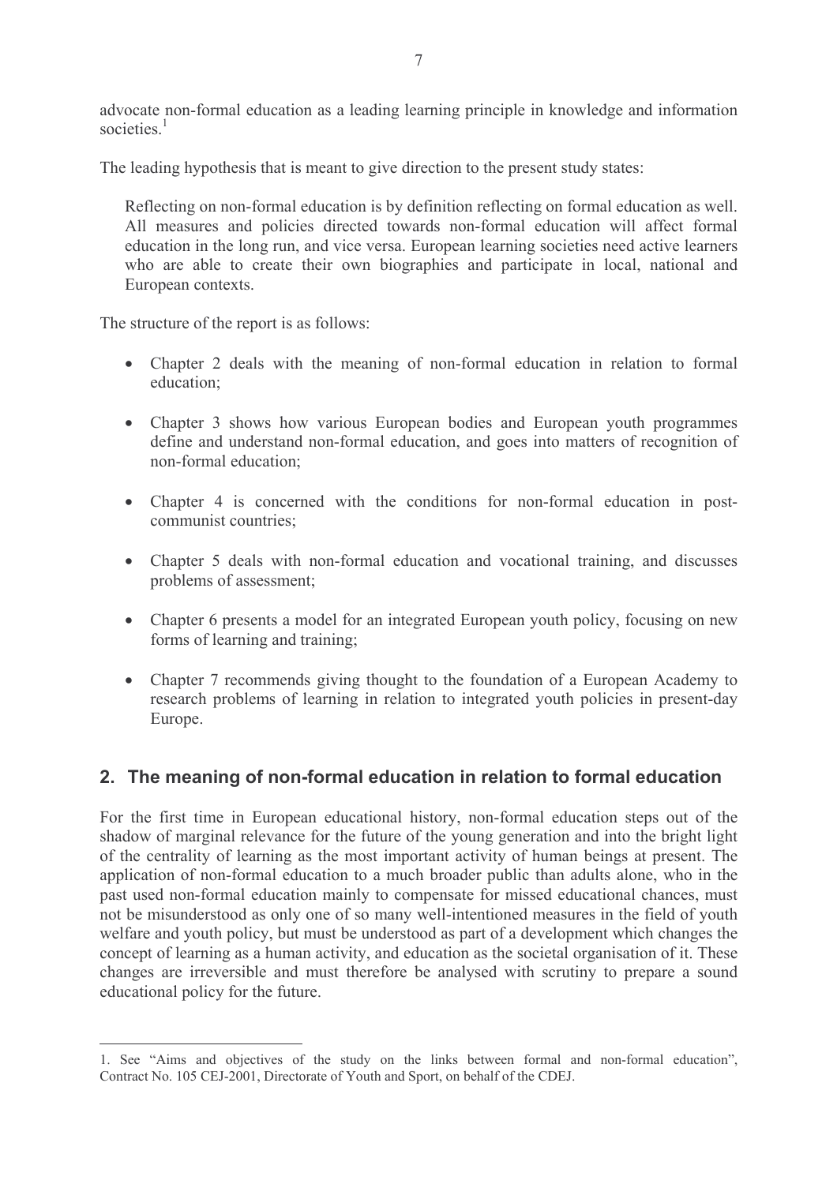advocate non-formal education as a leading learning principle in knowledge and information societies.[1]

The leading hypothesis that is meant to give direction to the present study states:

> Reflecting on non-formal education is by definition reflecting on formal education as well. All measures and policies directed towards non-formal education will affect formal education in the long run, and vice versa. European learning societies need active learners who are able to create their own biographies and participate in local, national and European contexts.

The structure of the report is as follows:

- Chapter 2 deals with the meaning of non-formal education in relation to formal education;
- Chapter 3 shows how various European bodies and European youth programmes define and understand non-formal education, and goes into matters of recognition of non-formal education;
- Chapter 4 is concerned with the conditions for non-formal education in post-communist countries;
- Chapter 5 deals with non-formal education and vocational training, and discusses problems of assessment;
- Chapter 6 presents a model for an integrated European youth policy, focusing on new forms of learning and training;
- Chapter 7 recommends giving thought to the foundation of a European Academy to research problems of learning in relation to integrated youth policies in present-day Europe.

## 2. The meaning of non-formal education in relation to formal education

For the first time in European educational history, non-formal education steps out of the shadow of marginal relevance for the future of the young generation and into the bright light of the centrality of learning as the most important activity of human beings at present. The application of non-formal education to a much broader public than adults alone, who in the past used non-formal education mainly to compensate for missed educational chances, must not be misunderstood as only one of so many well-intentioned measures in the field of youth welfare and youth policy, but must be understood as part of a development which changes the concept of learning as a human activity, and education as the societal organisation of it. These changes are irreversible and must therefore be analysed with scrutiny to prepare a sound educational policy for the future.

---

1. See "Aims and objectives of the study on the links between formal and non-formal education", Contract No. 105 CEJ-2001, Directorate of Youth and Sport, on behalf of the CDEJ.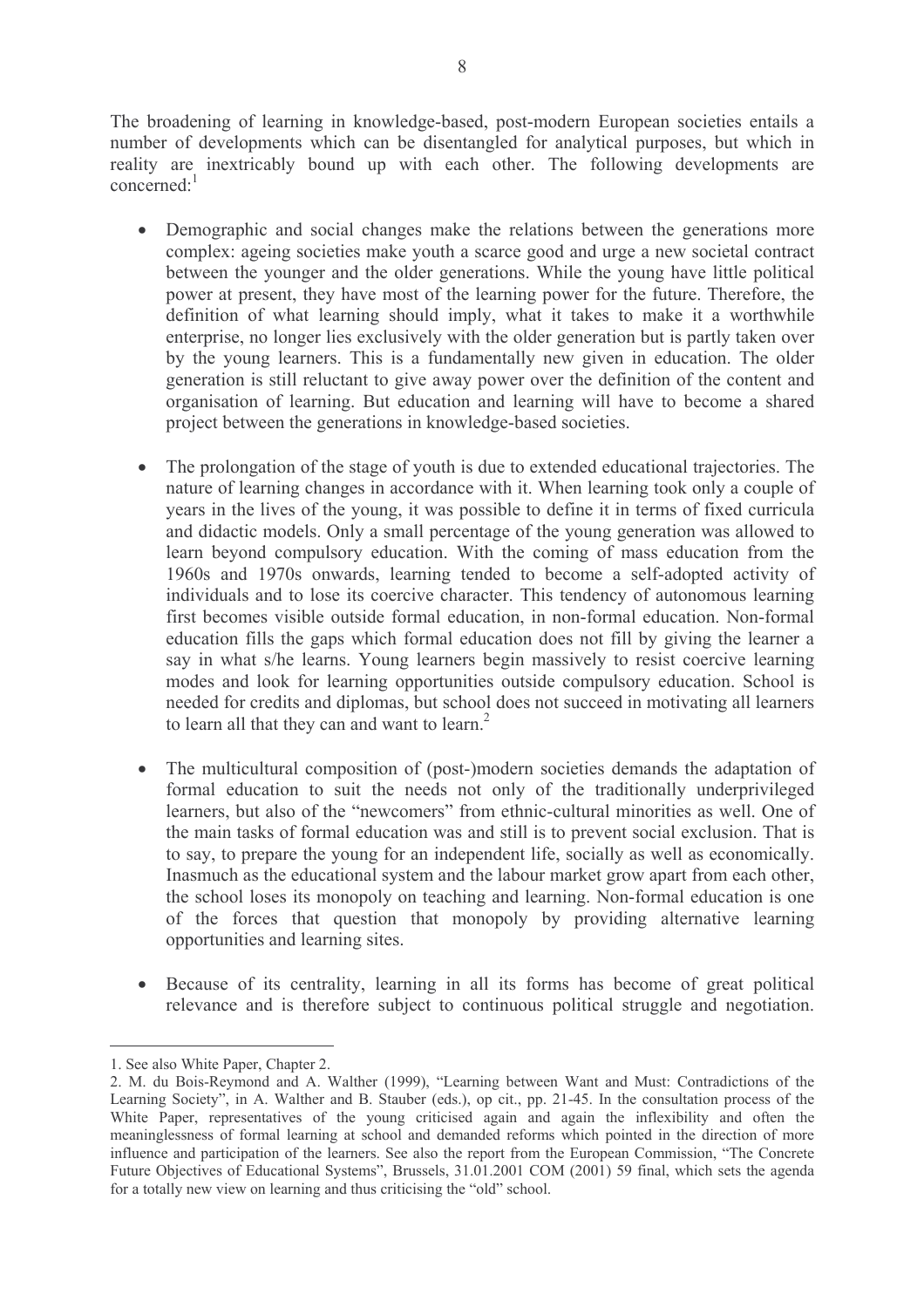The broadening of learning in knowledge-based, post-modern European societies entails a number of developments which can be disentangled for analytical purposes, but which in reality are inextricably bound up with each other. The following developments are concerned:[1]

- Demographic and social changes make the relations between the generations more complex: ageing societies make youth a scarce good and urge a new societal contract between the younger and the older generations. While the young have little political power at present, they have most of the learning power for the future. Therefore, the definition of what learning should imply, what it takes to make it a worthwhile enterprise, no longer lies exclusively with the older generation but is partly taken over by the young learners. This is a fundamentally new given in education. The older generation is still reluctant to give away power over the definition of the content and organisation of learning. But education and learning will have to become a shared project between the generations in knowledge-based societies.

- The prolongation of the stage of youth is due to extended educational trajectories. The nature of learning changes in accordance with it. When learning took only a couple of years in the lives of the young, it was possible to define it in terms of fixed curricula and didactic models. Only a small percentage of the young generation was allowed to learn beyond compulsory education. With the coming of mass education from the 1960s and 1970s onwards, learning tended to become a self-adopted activity of individuals and to lose its coercive character. This tendency of autonomous learning first becomes visible outside formal education, in non-formal education. Non-formal education fills the gaps which formal education does not fill by giving the learner a say in what s/he learns. Young learners begin massively to resist coercive learning modes and look for learning opportunities outside compulsory education. School is needed for credits and diplomas, but school does not succeed in motivating all learners to learn all that they can and want to learn.[2]

- The multicultural composition of (post-)modern societies demands the adaptation of formal education to suit the needs not only of the traditionally underprivileged learners, but also of the "newcomers" from ethnic-cultural minorities as well. One of the main tasks of formal education was and still is to prevent social exclusion. That is to say, to prepare the young for an independent life, socially as well as economically. Inasmuch as the educational system and the labour market grow apart from each other, the school loses its monopoly on teaching and learning. Non-formal education is one of the forces that question that monopoly by providing alternative learning opportunities and learning sites.

- Because of its centrality, learning in all its forms has become of great political relevance and is therefore subject to continuous political struggle and negotiation.

---

1. See also White Paper, Chapter 2.

2. M. du Bois-Reymond and A. Walther (1999), "Learning between Want and Must: Contradictions of the Learning Society", in A. Walther and B. Stauber (eds.), op cit., pp. 21-45. In the consultation process of the White Paper, representatives of the young criticised again and again the inflexibility and often the meaninglessness of formal learning at school and demanded reforms which pointed in the direction of more influence and participation of the learners. See also the report from the European Commission, "The Concrete Future Objectives of Educational Systems", Brussels, 31.01.2001 COM (2001) 59 final, which sets the agenda for a totally new view on learning and thus criticising the "old" school.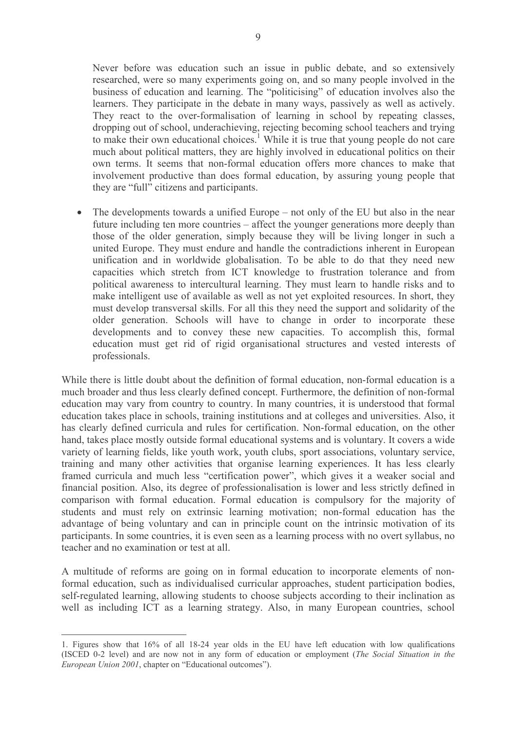Never before was education such an issue in public debate, and so extensively researched, were so many experiments going on, and so many people involved in the business of education and learning. The "politicising" of education involves also the learners. They participate in the debate in many ways, passively as well as actively. They react to the over-formalisation of learning in school by repeating classes, dropping out of school, underachieving, rejecting becoming school teachers and trying to make their own educational choices.[1] While it is true that young people do not care much about political matters, they are highly involved in educational politics on their own terms. It seems that non-formal education offers more chances to make that involvement productive than does formal education, by assuring young people that they are "full" citizens and participants.

- The developments towards a unified Europe – not only of the EU but also in the near future including ten more countries – affect the younger generations more deeply than those of the older generation, simply because they will be living longer in such a united Europe. They must endure and handle the contradictions inherent in European unification and in worldwide globalisation. To be able to do that they need new capacities which stretch from ICT knowledge to frustration tolerance and from political awareness to intercultural learning. They must learn to handle risks and to make intelligent use of available as well as not yet exploited resources. In short, they must develop transversal skills. For all this they need the support and solidarity of the older generation. Schools will have to change in order to incorporate these developments and to convey these new capacities. To accomplish this, formal education must get rid of rigid organisational structures and vested interests of professionals.

While there is little doubt about the definition of formal education, non-formal education is a much broader and thus less clearly defined concept. Furthermore, the definition of non-formal education may vary from country to country. In many countries, it is understood that formal education takes place in schools, training institutions and at colleges and universities. Also, it has clearly defined curricula and rules for certification. Non-formal education, on the other hand, takes place mostly outside formal educational systems and is voluntary. It covers a wide variety of learning fields, like youth work, youth clubs, sport associations, voluntary service, training and many other activities that organise learning experiences. It has less clearly framed curricula and much less "certification power", which gives it a weaker social and financial position. Also, its degree of professionalisation is lower and less strictly defined in comparison with formal education. Formal education is compulsory for the majority of students and must rely on extrinsic learning motivation; non-formal education has the advantage of being voluntary and can in principle count on the intrinsic motivation of its participants. In some countries, it is even seen as a learning process with no overt syllabus, no teacher and no examination or test at all.

A multitude of reforms are going on in formal education to incorporate elements of non-formal education, such as individualised curricular approaches, student participation bodies, self-regulated learning, allowing students to choose subjects according to their inclination as well as including ICT as a learning strategy. Also, in many European countries, school

---

1. Figures show that 16% of all 18-24 year olds in the EU have left education with low qualifications (ISCED 0-2 level) and are now not in any form of education or employment (*The Social Situation in the European Union 2001*, chapter on "Educational outcomes").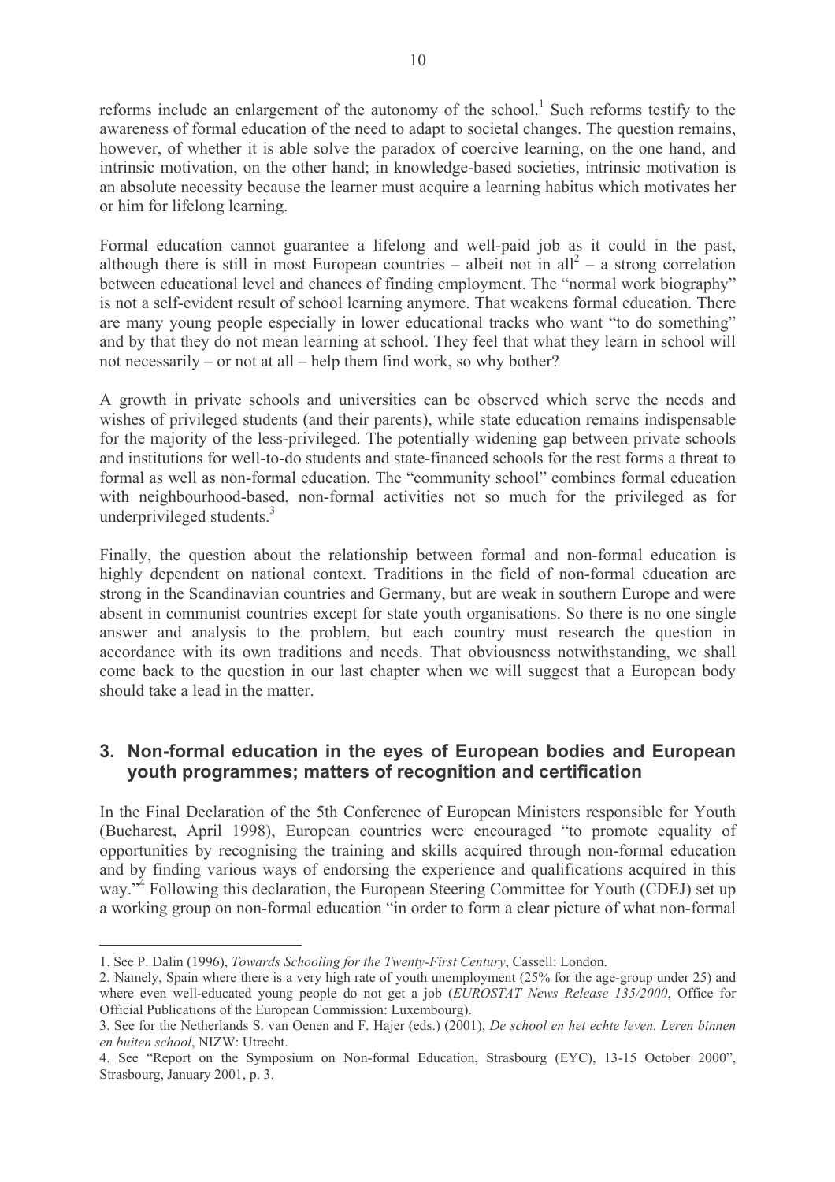reforms include an enlargement of the autonomy of the school.[1] Such reforms testify to the awareness of formal education of the need to adapt to societal changes. The question remains, however, of whether it is able solve the paradox of coercive learning, on the one hand, and intrinsic motivation, on the other hand; in knowledge-based societies, intrinsic motivation is an absolute necessity because the learner must acquire a learning habitus which motivates her or him for lifelong learning.

Formal education cannot guarantee a lifelong and well-paid job as it could in the past, although there is still in most European countries – albeit not in all[2] – a strong correlation between educational level and chances of finding employment. The "normal work biography" is not a self-evident result of school learning anymore. That weakens formal education. There are many young people especially in lower educational tracks who want "to do something" and by that they do not mean learning at school. They feel that what they learn in school will not necessarily – or not at all – help them find work, so why bother?

A growth in private schools and universities can be observed which serve the needs and wishes of privileged students (and their parents), while state education remains indispensable for the majority of the less-privileged. The potentially widening gap between private schools and institutions for well-to-do students and state-financed schools for the rest forms a threat to formal as well as non-formal education. The "community school" combines formal education with neighbourhood-based, non-formal activities not so much for the privileged as for underprivileged students.[3]

Finally, the question about the relationship between formal and non-formal education is highly dependent on national context. Traditions in the field of non-formal education are strong in the Scandinavian countries and Germany, but are weak in southern Europe and were absent in communist countries except for state youth organisations. So there is no one single answer and analysis to the problem, but each country must research the question in accordance with its own traditions and needs. That obviousness notwithstanding, we shall come back to the question in our last chapter when we will suggest that a European body should take a lead in the matter.

## 3. Non-formal education in the eyes of European bodies and European youth programmes; matters of recognition and certification

In the Final Declaration of the 5th Conference of European Ministers responsible for Youth (Bucharest, April 1998), European countries were encouraged "to promote equality of opportunities by recognising the training and skills acquired through non-formal education and by finding various ways of endorsing the experience and qualifications acquired in this way."[4] Following this declaration, the European Steering Committee for Youth (CDEJ) set up a working group on non-formal education "in order to form a clear picture of what non-formal

---

1. See P. Dalin (1996), *Towards Schooling for the Twenty-First Century*, Cassell: London.

2. Namely, Spain where there is a very high rate of youth unemployment (25% for the age-group under 25) and where even well-educated young people do not get a job (*EUROSTAT News Release 135/2000*, Office for Official Publications of the European Commission: Luxembourg).

3. See for the Netherlands S. van Oenen and F. Hajer (eds.) (2001), *De school en het echte leven. Leren binnen en buiten school*, NIZW: Utrecht.

4. See "Report on the Symposium on Non-formal Education, Strasbourg (EYC), 13-15 October 2000", Strasbourg, January 2001, p. 3.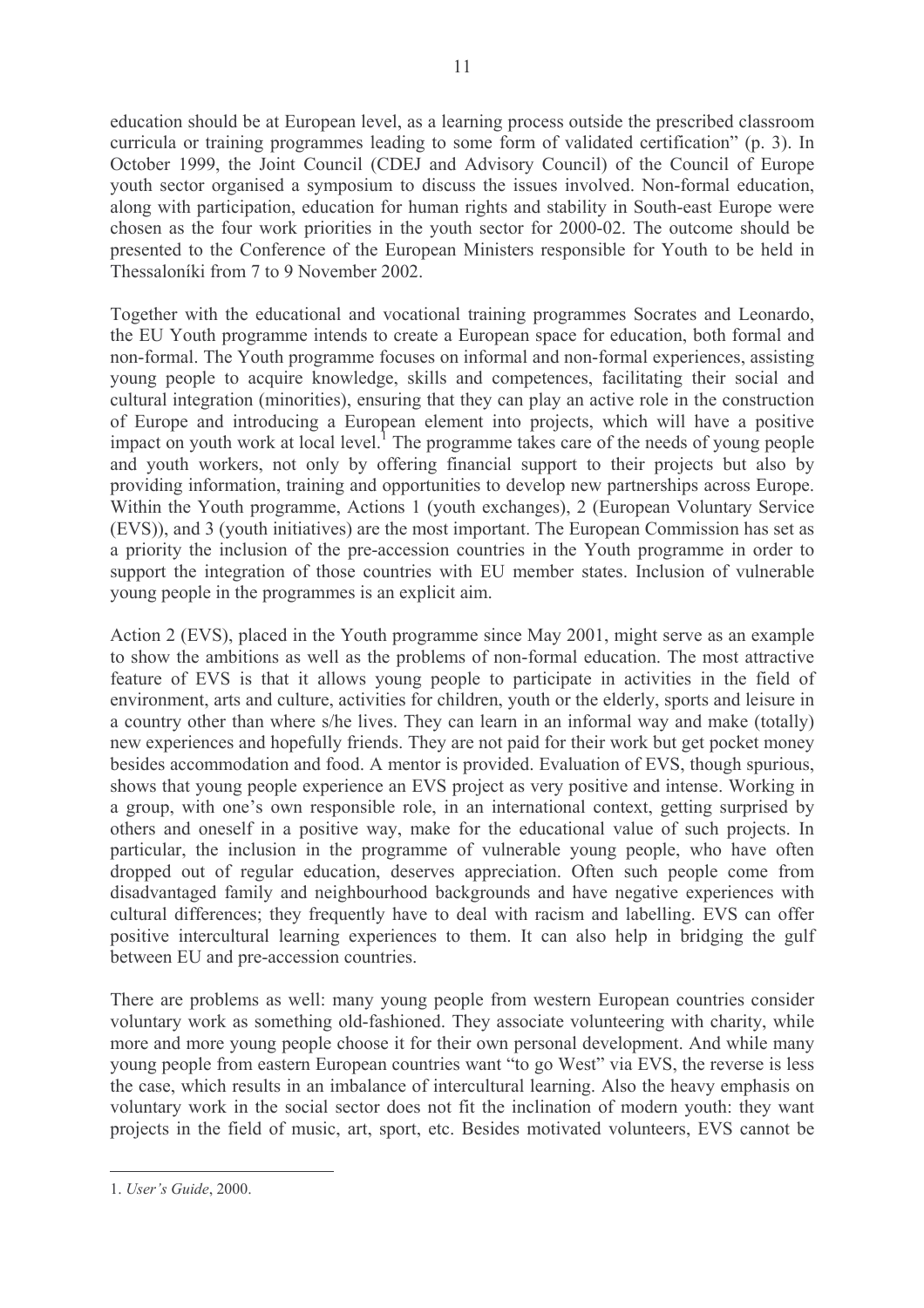education should be at European level, as a learning process outside the prescribed classroom curricula or training programmes leading to some form of validated certification" (p. 3). In October 1999, the Joint Council (CDEJ and Advisory Council) of the Council of Europe youth sector organised a symposium to discuss the issues involved. Non-formal education, along with participation, education for human rights and stability in South-east Europe were chosen as the four work priorities in the youth sector for 2000-02. The outcome should be presented to the Conference of the European Ministers responsible for Youth to be held in Thessaloníki from 7 to 9 November 2002.

Together with the educational and vocational training programmes Socrates and Leonardo, the EU Youth programme intends to create a European space for education, both formal and non-formal. The Youth programme focuses on informal and non-formal experiences, assisting young people to acquire knowledge, skills and competences, facilitating their social and cultural integration (minorities), ensuring that they can play an active role in the construction of Europe and introducing a European element into projects, which will have a positive impact on youth work at local level.[1] The programme takes care of the needs of young people and youth workers, not only by offering financial support to their projects but also by providing information, training and opportunities to develop new partnerships across Europe. Within the Youth programme, Actions 1 (youth exchanges), 2 (European Voluntary Service (EVS)), and 3 (youth initiatives) are the most important. The European Commission has set as a priority the inclusion of the pre-accession countries in the Youth programme in order to support the integration of those countries with EU member states. Inclusion of vulnerable young people in the programmes is an explicit aim.

Action 2 (EVS), placed in the Youth programme since May 2001, might serve as an example to show the ambitions as well as the problems of non-formal education. The most attractive feature of EVS is that it allows young people to participate in activities in the field of environment, arts and culture, activities for children, youth or the elderly, sports and leisure in a country other than where s/he lives. They can learn in an informal way and make (totally) new experiences and hopefully friends. They are not paid for their work but get pocket money besides accommodation and food. A mentor is provided. Evaluation of EVS, though spurious, shows that young people experience an EVS project as very positive and intense. Working in a group, with one's own responsible role, in an international context, getting surprised by others and oneself in a positive way, make for the educational value of such projects. In particular, the inclusion in the programme of vulnerable young people, who have often dropped out of regular education, deserves appreciation. Often such people come from disadvantaged family and neighbourhood backgrounds and have negative experiences with cultural differences; they frequently have to deal with racism and labelling. EVS can offer positive intercultural learning experiences to them. It can also help in bridging the gulf between EU and pre-accession countries.

There are problems as well: many young people from western European countries consider voluntary work as something old-fashioned. They associate volunteering with charity, while more and more young people choose it for their own personal development. And while many young people from eastern European countries want "to go West" via EVS, the reverse is less the case, which results in an imbalance of intercultural learning. Also the heavy emphasis on voluntary work in the social sector does not fit the inclination of modern youth: they want projects in the field of music, art, sport, etc. Besides motivated volunteers, EVS cannot be

---

1. *User's Guide*, 2000.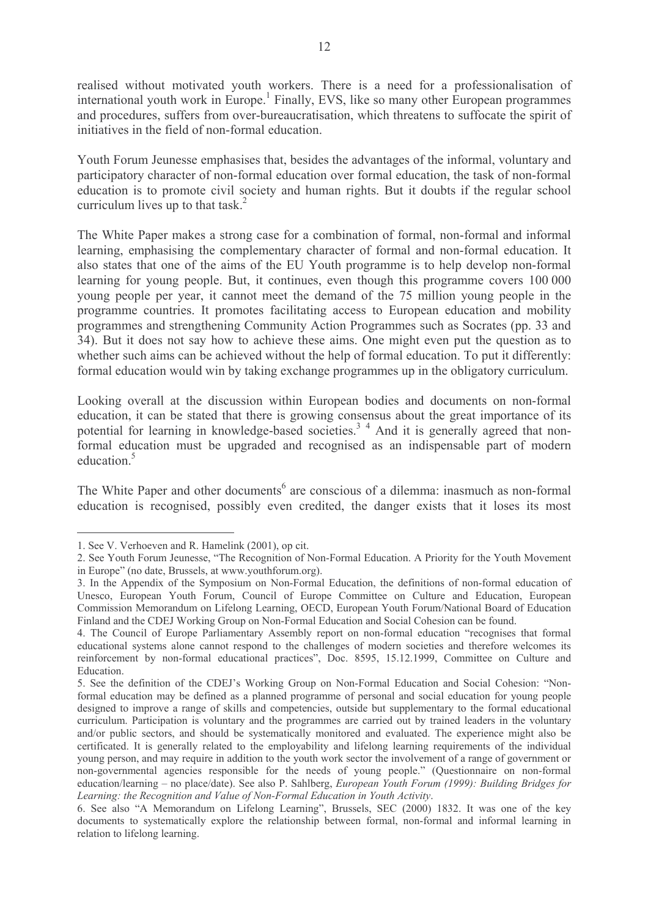realised without motivated youth workers. There is a need for a professionalisation of international youth work in Europe.[1] Finally, EVS, like so many other European programmes and procedures, suffers from over-bureaucratisation, which threatens to suffocate the spirit of initiatives in the field of non-formal education.

Youth Forum Jeunesse emphasises that, besides the advantages of the informal, voluntary and participatory character of non-formal education over formal education, the task of non-formal education is to promote civil society and human rights. But it doubts if the regular school curriculum lives up to that task.[2]

The White Paper makes a strong case for a combination of formal, non-formal and informal learning, emphasising the complementary character of formal and non-formal education. It also states that one of the aims of the EU Youth programme is to help develop non-formal learning for young people. But, it continues, even though this programme covers 100 000 young people per year, it cannot meet the demand of the 75 million young people in the programme countries. It promotes facilitating access to European education and mobility programmes and strengthening Community Action Programmes such as Socrates (pp. 33 and 34). But it does not say how to achieve these aims. One might even put the question as to whether such aims can be achieved without the help of formal education. To put it differently: formal education would win by taking exchange programmes up in the obligatory curriculum.

Looking overall at the discussion within European bodies and documents on non-formal education, it can be stated that there is growing consensus about the great importance of its potential for learning in knowledge-based societies.[3] [4] And it is generally agreed that non-formal education must be upgraded and recognised as an indispensable part of modern education.[5]

The White Paper and other documents[6] are conscious of a dilemma: inasmuch as non-formal education is recognised, possibly even credited, the danger exists that it loses its most

---

1. See V. Verhoeven and R. Hamelink (2001), op cit.

2. See Youth Forum Jeunesse, "The Recognition of Non-Formal Education. A Priority for the Youth Movement in Europe" (no date, Brussels, at www.youthforum.org).

3. In the Appendix of the Symposium on Non-Formal Education, the definitions of non-formal education of Unesco, European Youth Forum, Council of Europe Committee on Culture and Education, European Commission Memorandum on Lifelong Learning, OECD, European Youth Forum/National Board of Education Finland and the CDEJ Working Group on Non-Formal Education and Social Cohesion can be found.

4. The Council of Europe Parliamentary Assembly report on non-formal education "recognises that formal educational systems alone cannot respond to the challenges of modern societies and therefore welcomes its reinforcement by non-formal educational practices", Doc. 8595, 15.12.1999, Committee on Culture and Education.

5. See the definition of the CDEJ's Working Group on Non-Formal Education and Social Cohesion: "Non-formal education may be defined as a planned programme of personal and social education for young people designed to improve a range of skills and competencies, outside but supplementary to the formal educational curriculum. Participation is voluntary and the programmes are carried out by trained leaders in the voluntary and/or public sectors, and should be systematically monitored and evaluated. The experience might also be certificated. It is generally related to the employability and lifelong learning requirements of the individual young person, and may require in addition to the youth work sector the involvement of a range of government or non-governmental agencies responsible for the needs of young people." (Questionnaire on non-formal education/learning – no place/date). See also P. Sahlberg, *European Youth Forum (1999): Building Bridges for Learning: the Recognition and Value of Non-Formal Education in Youth Activity*.

6. See also "A Memorandum on Lifelong Learning", Brussels, SEC (2000) 1832. It was one of the key documents to systematically explore the relationship between formal, non-formal and informal learning in relation to lifelong learning.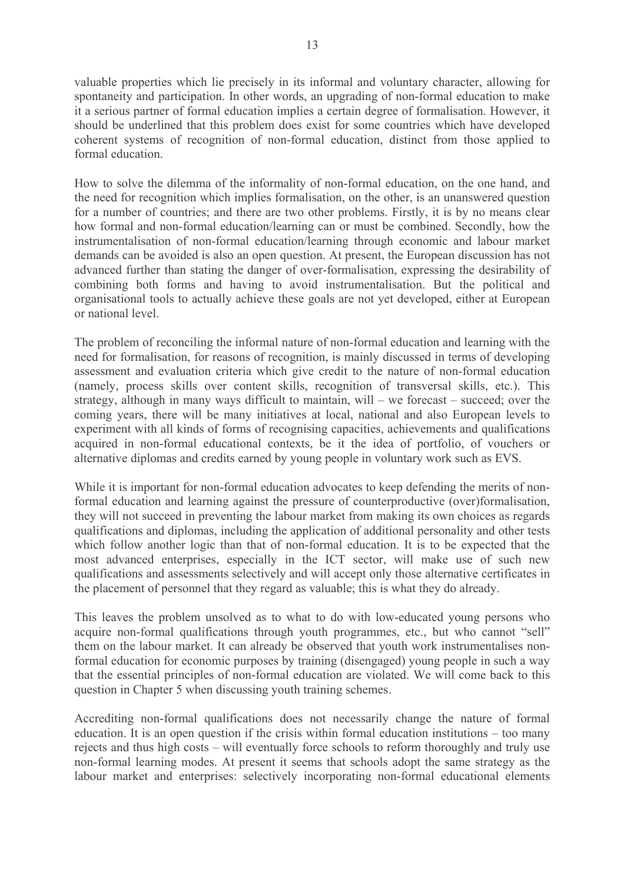valuable properties which lie precisely in its informal and voluntary character, allowing for spontaneity and participation. In other words, an upgrading of non-formal education to make it a serious partner of formal education implies a certain degree of formalisation. However, it should be underlined that this problem does exist for some countries which have developed coherent systems of recognition of non-formal education, distinct from those applied to formal education.

How to solve the dilemma of the informality of non-formal education, on the one hand, and the need for recognition which implies formalisation, on the other, is an unanswered question for a number of countries; and there are two other problems. Firstly, it is by no means clear how formal and non-formal education/learning can or must be combined. Secondly, how the instrumentalisation of non-formal education/learning through economic and labour market demands can be avoided is also an open question. At present, the European discussion has not advanced further than stating the danger of over-formalisation, expressing the desirability of combining both forms and having to avoid instrumentalisation. But the political and organisational tools to actually achieve these goals are not yet developed, either at European or national level.

The problem of reconciling the informal nature of non-formal education and learning with the need for formalisation, for reasons of recognition, is mainly discussed in terms of developing assessment and evaluation criteria which give credit to the nature of non-formal education (namely, process skills over content skills, recognition of transversal skills, etc.). This strategy, although in many ways difficult to maintain, will – we forecast – succeed; over the coming years, there will be many initiatives at local, national and also European levels to experiment with all kinds of forms of recognising capacities, achievements and qualifications acquired in non-formal educational contexts, be it the idea of portfolio, of vouchers or alternative diplomas and credits earned by young people in voluntary work such as EVS.

While it is important for non-formal education advocates to keep defending the merits of non-formal education and learning against the pressure of counterproductive (over)formalisation, they will not succeed in preventing the labour market from making its own choices as regards qualifications and diplomas, including the application of additional personality and other tests which follow another logic than that of non-formal education. It is to be expected that the most advanced enterprises, especially in the ICT sector, will make use of such new qualifications and assessments selectively and will accept only those alternative certificates in the placement of personnel that they regard as valuable; this is what they do already.

This leaves the problem unsolved as to what to do with low-educated young persons who acquire non-formal qualifications through youth programmes, etc., but who cannot "sell" them on the labour market. It can already be observed that youth work instrumentalises non-formal education for economic purposes by training (disengaged) young people in such a way that the essential principles of non-formal education are violated. We will come back to this question in Chapter 5 when discussing youth training schemes.

Accrediting non-formal qualifications does not necessarily change the nature of formal education. It is an open question if the crisis within formal education institutions – too many rejects and thus high costs – will eventually force schools to reform thoroughly and truly use non-formal learning modes. At present it seems that schools adopt the same strategy as the labour market and enterprises: selectively incorporating non-formal educational elements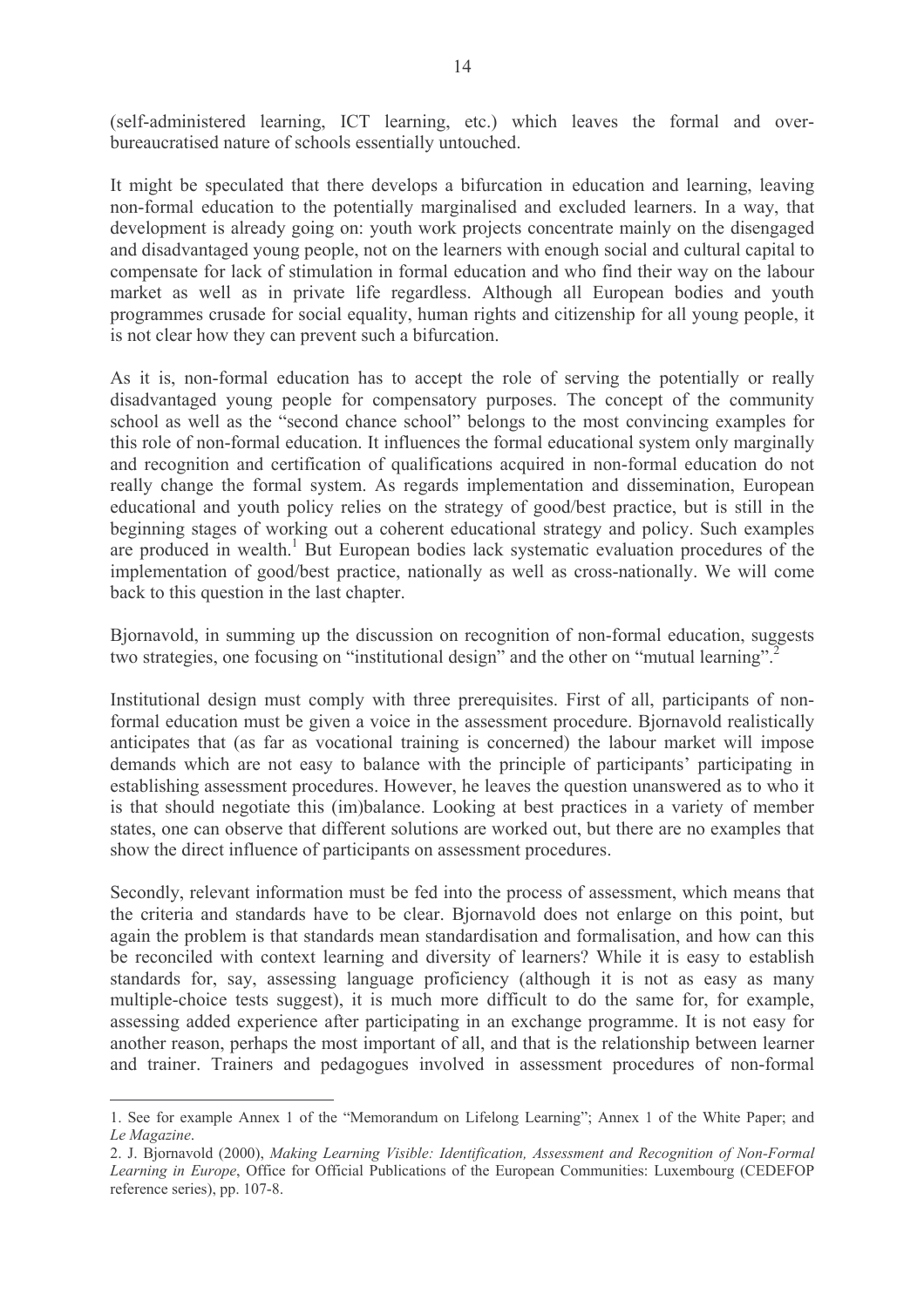(self-administered learning, ICT learning, etc.) which leaves the formal and over-bureaucratised nature of schools essentially untouched.

It might be speculated that there develops a bifurcation in education and learning, leaving non-formal education to the potentially marginalised and excluded learners. In a way, that development is already going on: youth work projects concentrate mainly on the disengaged and disadvantaged young people, not on the learners with enough social and cultural capital to compensate for lack of stimulation in formal education and who find their way on the labour market as well as in private life regardless. Although all European bodies and youth programmes crusade for social equality, human rights and citizenship for all young people, it is not clear how they can prevent such a bifurcation.

As it is, non-formal education has to accept the role of serving the potentially or really disadvantaged young people for compensatory purposes. The concept of the community school as well as the "second chance school" belongs to the most convincing examples for this role of non-formal education. It influences the formal educational system only marginally and recognition and certification of qualifications acquired in non-formal education do not really change the formal system. As regards implementation and dissemination, European educational and youth policy relies on the strategy of good/best practice, but is still in the beginning stages of working out a coherent educational strategy and policy. Such examples are produced in wealth.[1] But European bodies lack systematic evaluation procedures of the implementation of good/best practice, nationally as well as cross-nationally. We will come back to this question in the last chapter.

Bjornavold, in summing up the discussion on recognition of non-formal education, suggests two strategies, one focusing on "institutional design" and the other on "mutual learning".[2]

Institutional design must comply with three prerequisites. First of all, participants of non-formal education must be given a voice in the assessment procedure. Bjornavold realistically anticipates that (as far as vocational training is concerned) the labour market will impose demands which are not easy to balance with the principle of participants' participating in establishing assessment procedures. However, he leaves the question unanswered as to who it is that should negotiate this (im)balance. Looking at best practices in a variety of member states, one can observe that different solutions are worked out, but there are no examples that show the direct influence of participants on assessment procedures.

Secondly, relevant information must be fed into the process of assessment, which means that the criteria and standards have to be clear. Bjornavold does not enlarge on this point, but again the problem is that standards mean standardisation and formalisation, and how can this be reconciled with context learning and diversity of learners? While it is easy to establish standards for, say, assessing language proficiency (although it is not as easy as many multiple-choice tests suggest), it is much more difficult to do the same for, for example, assessing added experience after participating in an exchange programme. It is not easy for another reason, perhaps the most important of all, and that is the relationship between learner and trainer. Trainers and pedagogues involved in assessment procedures of non-formal

---

1. See for example Annex 1 of the "Memorandum on Lifelong Learning"; Annex 1 of the White Paper; and *Le Magazine*.

2. J. Bjornavold (2000), *Making Learning Visible: Identification, Assessment and Recognition of Non-Formal Learning in Europe*, Office for Official Publications of the European Communities: Luxembourg (CEDEFOP reference series), pp. 107-8.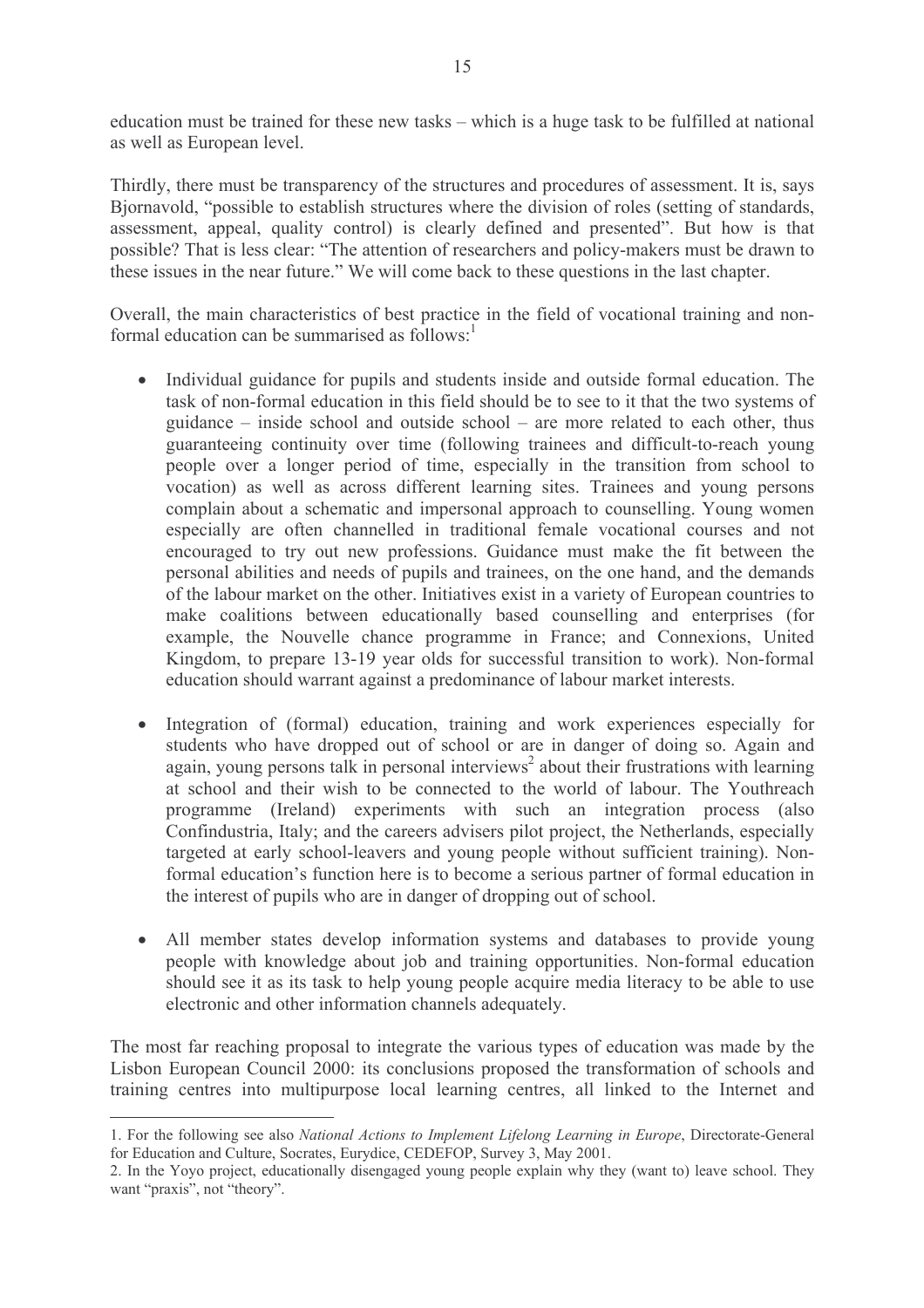education must be trained for these new tasks – which is a huge task to be fulfilled at national as well as European level.

Thirdly, there must be transparency of the structures and procedures of assessment. It is, says Bjornavold, "possible to establish structures where the division of roles (setting of standards, assessment, appeal, quality control) is clearly defined and presented". But how is that possible? That is less clear: "The attention of researchers and policy-makers must be drawn to these issues in the near future." We will come back to these questions in the last chapter.

Overall, the main characteristics of best practice in the field of vocational training and non-formal education can be summarised as follows:[1]

- Individual guidance for pupils and students inside and outside formal education. The task of non-formal education in this field should be to see to it that the two systems of guidance – inside school and outside school – are more related to each other, thus guaranteeing continuity over time (following trainees and difficult-to-reach young people over a longer period of time, especially in the transition from school to vocation) as well as across different learning sites. Trainees and young persons complain about a schematic and impersonal approach to counselling. Young women especially are often channelled in traditional female vocational courses and not encouraged to try out new professions. Guidance must make the fit between the personal abilities and needs of pupils and trainees, on the one hand, and the demands of the labour market on the other. Initiatives exist in a variety of European countries to make coalitions between educationally based counselling and enterprises (for example, the Nouvelle chance programme in France; and Connexions, United Kingdom, to prepare 13-19 year olds for successful transition to work). Non-formal education should warrant against a predominance of labour market interests.

- Integration of (formal) education, training and work experiences especially for students who have dropped out of school or are in danger of doing so. Again and again, young persons talk in personal interviews[2] about their frustrations with learning at school and their wish to be connected to the world of labour. The Youthreach programme (Ireland) experiments with such an integration process (also Confindustria, Italy; and the careers advisers pilot project, the Netherlands, especially targeted at early school-leavers and young people without sufficient training). Non-formal education's function here is to become a serious partner of formal education in the interest of pupils who are in danger of dropping out of school.

- All member states develop information systems and databases to provide young people with knowledge about job and training opportunities. Non-formal education should see it as its task to help young people acquire media literacy to be able to use electronic and other information channels adequately.

The most far reaching proposal to integrate the various types of education was made by the Lisbon European Council 2000: its conclusions proposed the transformation of schools and training centres into multipurpose local learning centres, all linked to the Internet and

1. For the following see also *National Actions to Implement Lifelong Learning in Europe*, Directorate-General for Education and Culture, Socrates, Eurydice, CEDEFOP, Survey 3, May 2001.

2. In the Yoyo project, educationally disengaged young people explain why they (want to) leave school. They want "praxis", not "theory".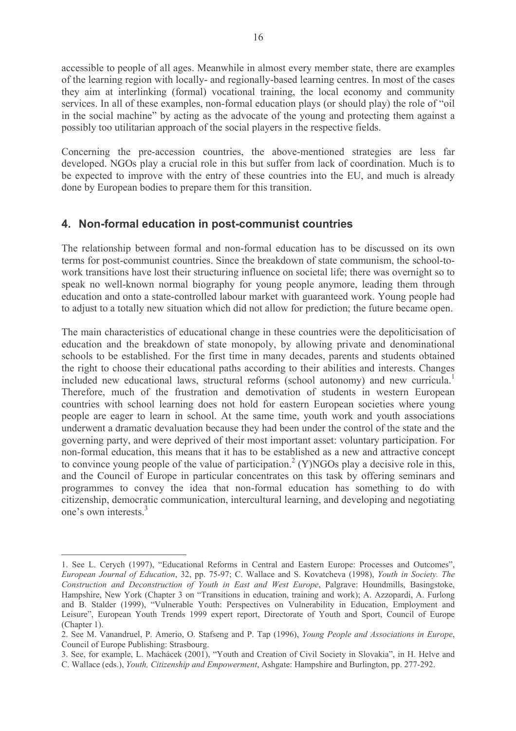accessible to people of all ages. Meanwhile in almost every member state, there are examples of the learning region with locally- and regionally-based learning centres. In most of the cases they aim at interlinking (formal) vocational training, the local economy and community services. In all of these examples, non-formal education plays (or should play) the role of "oil in the social machine" by acting as the advocate of the young and protecting them against a possibly too utilitarian approach of the social players in the respective fields.

Concerning the pre-accession countries, the above-mentioned strategies are less far developed. NGOs play a crucial role in this but suffer from lack of coordination. Much is to be expected to improve with the entry of these countries into the EU, and much is already done by European bodies to prepare them for this transition.

## 4. Non-formal education in post-communist countries

The relationship between formal and non-formal education has to be discussed on its own terms for post-communist countries. Since the breakdown of state communism, the school-to-work transitions have lost their structuring influence on societal life; there was overnight so to speak no well-known normal biography for young people anymore, leading them through education and onto a state-controlled labour market with guaranteed work. Young people had to adjust to a totally new situation which did not allow for prediction; the future became open.

The main characteristics of educational change in these countries were the depoliticisation of education and the breakdown of state monopoly, by allowing private and denominational schools to be established. For the first time in many decades, parents and students obtained the right to choose their educational paths according to their abilities and interests. Changes included new educational laws, structural reforms (school autonomy) and new curricula.[1] Therefore, much of the frustration and demotivation of students in western European countries with school learning does not hold for eastern European societies where young people are eager to learn in school. At the same time, youth work and youth associations underwent a dramatic devaluation because they had been under the control of the state and the governing party, and were deprived of their most important asset: voluntary participation. For non-formal education, this means that it has to be established as a new and attractive concept to convince young people of the value of participation.[2] (Y)NGOs play a decisive role in this, and the Council of Europe in particular concentrates on this task by offering seminars and programmes to convey the idea that non-formal education has something to do with citizenship, democratic communication, intercultural learning, and developing and negotiating one's own interests.[3]

---

1. See L. Cerych (1997), "Educational Reforms in Central and Eastern Europe: Processes and Outcomes", *European Journal of Education*, 32, pp. 75-97; C. Wallace and S. Kovatcheva (1998), *Youth in Society. The Construction and Deconstruction of Youth in East and West Europe*, Palgrave: Houndmills, Basingstoke, Hampshire, New York (Chapter 3 on "Transitions in education, training and work); A. Azzopardi, A. Furlong and B. Stalder (1999), "Vulnerable Youth: Perspectives on Vulnerability in Education, Employment and Leisure", European Youth Trends 1999 expert report, Directorate of Youth and Sport, Council of Europe (Chapter 1).

2. See M. Vanandruel, P. Amerio, O. Stafseng and P. Tap (1996), *Young People and Associations in Europe*, Council of Europe Publishing: Strasbourg.

3. See, for example, L. Machácek (2001), "Youth and Creation of Civil Society in Slovakia", in H. Helve and C. Wallace (eds.), *Youth, Citizenship and Empowerment*, Ashgate: Hampshire and Burlington, pp. 277-292.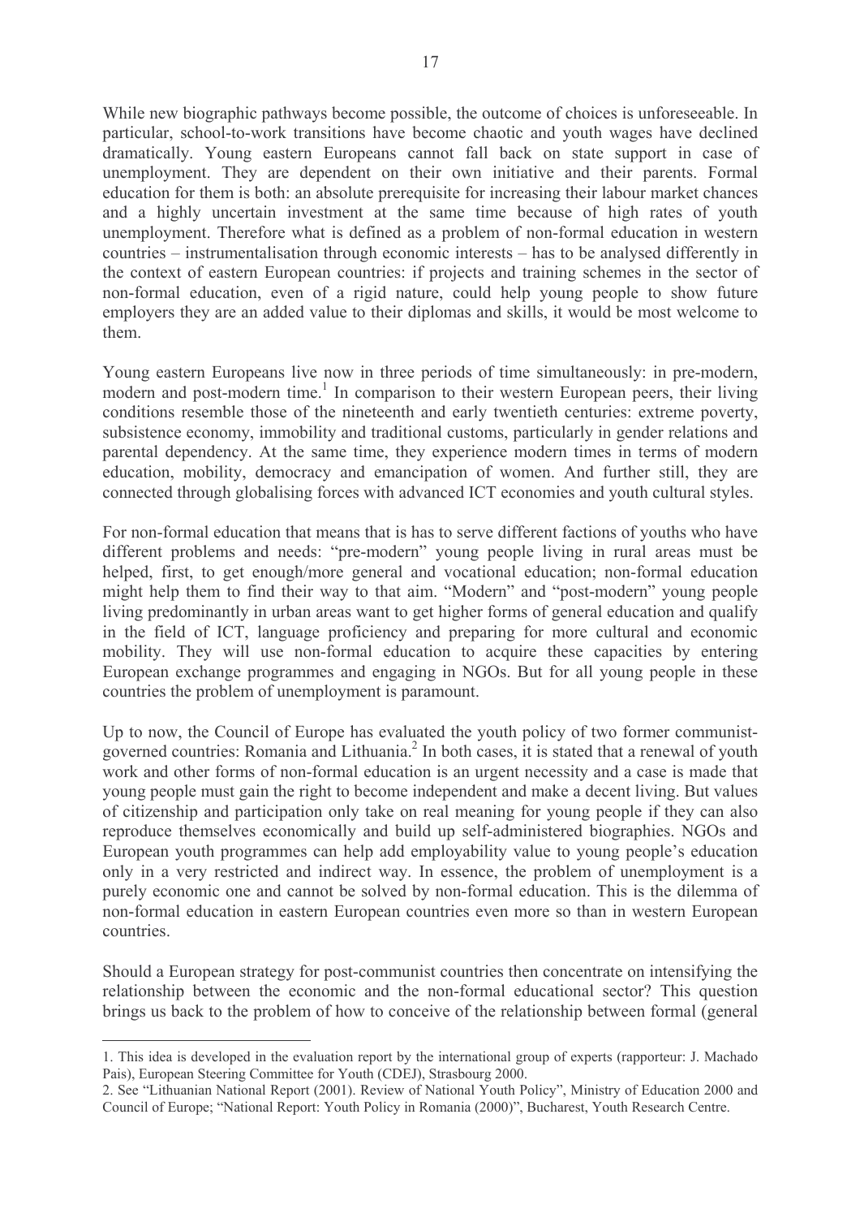While new biographic pathways become possible, the outcome of choices is unforeseeable. In particular, school-to-work transitions have become chaotic and youth wages have declined dramatically. Young eastern Europeans cannot fall back on state support in case of unemployment. They are dependent on their own initiative and their parents. Formal education for them is both: an absolute prerequisite for increasing their labour market chances and a highly uncertain investment at the same time because of high rates of youth unemployment. Therefore what is defined as a problem of non-formal education in western countries – instrumentalisation through economic interests – has to be analysed differently in the context of eastern European countries: if projects and training schemes in the sector of non-formal education, even of a rigid nature, could help young people to show future employers they are an added value to their diplomas and skills, it would be most welcome to them.

Young eastern Europeans live now in three periods of time simultaneously: in pre-modern, modern and post-modern time.[1] In comparison to their western European peers, their living conditions resemble those of the nineteenth and early twentieth centuries: extreme poverty, subsistence economy, immobility and traditional customs, particularly in gender relations and parental dependency. At the same time, they experience modern times in terms of modern education, mobility, democracy and emancipation of women. And further still, they are connected through globalising forces with advanced ICT economies and youth cultural styles.

For non-formal education that means that is has to serve different factions of youths who have different problems and needs: "pre-modern" young people living in rural areas must be helped, first, to get enough/more general and vocational education; non-formal education might help them to find their way to that aim. "Modern" and "post-modern" young people living predominantly in urban areas want to get higher forms of general education and qualify in the field of ICT, language proficiency and preparing for more cultural and economic mobility. They will use non-formal education to acquire these capacities by entering European exchange programmes and engaging in NGOs. But for all young people in these countries the problem of unemployment is paramount.

Up to now, the Council of Europe has evaluated the youth policy of two former communist-governed countries: Romania and Lithuania.[2] In both cases, it is stated that a renewal of youth work and other forms of non-formal education is an urgent necessity and a case is made that young people must gain the right to become independent and make a decent living. But values of citizenship and participation only take on real meaning for young people if they can also reproduce themselves economically and build up self-administered biographies. NGOs and European youth programmes can help add employability value to young people's education only in a very restricted and indirect way. In essence, the problem of unemployment is a purely economic one and cannot be solved by non-formal education. This is the dilemma of non-formal education in eastern European countries even more so than in western European countries.

Should a European strategy for post-communist countries then concentrate on intensifying the relationship between the economic and the non-formal educational sector? This question brings us back to the problem of how to conceive of the relationship between formal (general

---

1. This idea is developed in the evaluation report by the international group of experts (rapporteur: J. Machado Pais), European Steering Committee for Youth (CDEJ), Strasbourg 2000.

2. See "Lithuanian National Report (2001). Review of National Youth Policy", Ministry of Education 2000 and Council of Europe; "National Report: Youth Policy in Romania (2000)", Bucharest, Youth Research Centre.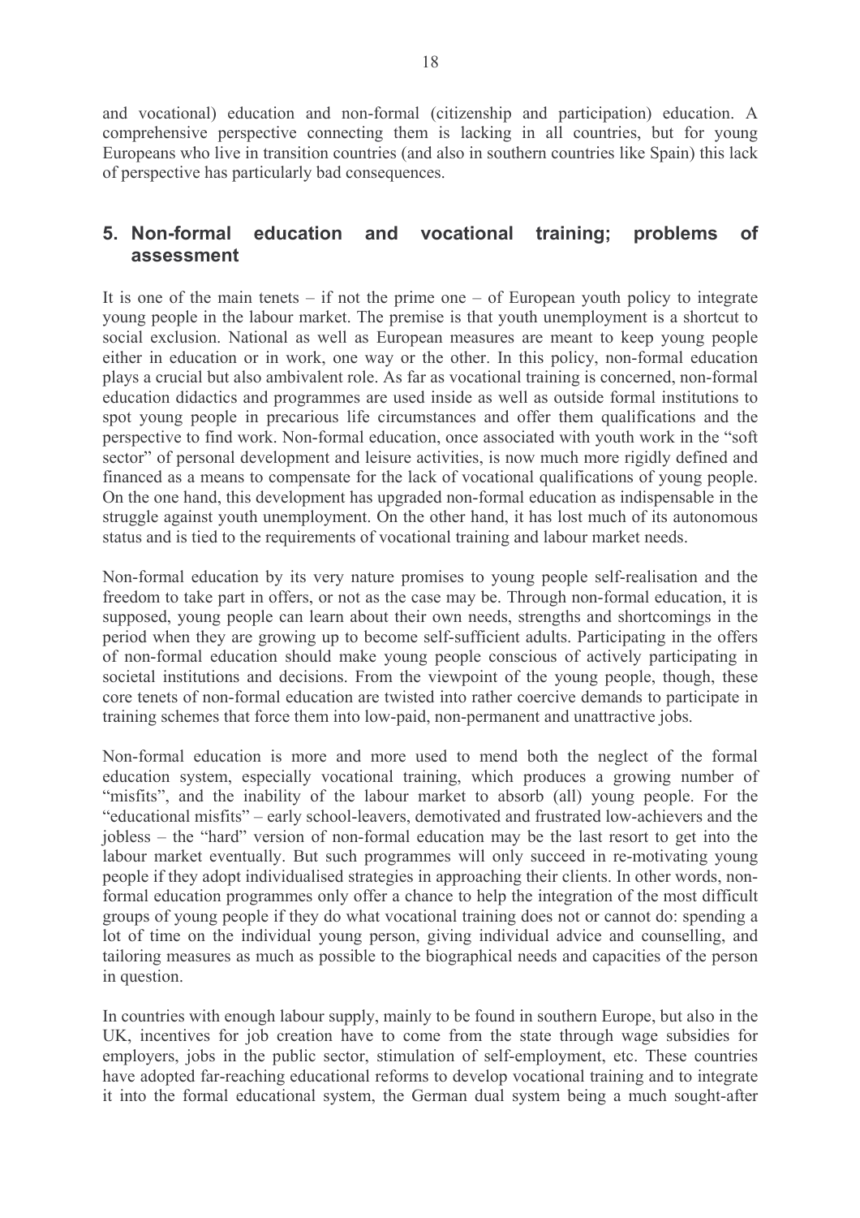and vocational) education and non-formal (citizenship and participation) education. A comprehensive perspective connecting them is lacking in all countries, but for young Europeans who live in transition countries (and also in southern countries like Spain) this lack of perspective has particularly bad consequences.

## 5. Non-formal education and vocational training; problems of assessment

It is one of the main tenets – if not the prime one – of European youth policy to integrate young people in the labour market. The premise is that youth unemployment is a shortcut to social exclusion. National as well as European measures are meant to keep young people either in education or in work, one way or the other. In this policy, non-formal education plays a crucial but also ambivalent role. As far as vocational training is concerned, non-formal education didactics and programmes are used inside as well as outside formal institutions to spot young people in precarious life circumstances and offer them qualifications and the perspective to find work. Non-formal education, once associated with youth work in the "soft sector" of personal development and leisure activities, is now much more rigidly defined and financed as a means to compensate for the lack of vocational qualifications of young people. On the one hand, this development has upgraded non-formal education as indispensable in the struggle against youth unemployment. On the other hand, it has lost much of its autonomous status and is tied to the requirements of vocational training and labour market needs.

Non-formal education by its very nature promises to young people self-realisation and the freedom to take part in offers, or not as the case may be. Through non-formal education, it is supposed, young people can learn about their own needs, strengths and shortcomings in the period when they are growing up to become self-sufficient adults. Participating in the offers of non-formal education should make young people conscious of actively participating in societal institutions and decisions. From the viewpoint of the young people, though, these core tenets of non-formal education are twisted into rather coercive demands to participate in training schemes that force them into low-paid, non-permanent and unattractive jobs.

Non-formal education is more and more used to mend both the neglect of the formal education system, especially vocational training, which produces a growing number of "misfits", and the inability of the labour market to absorb (all) young people. For the "educational misfits" – early school-leavers, demotivated and frustrated low-achievers and the jobless – the "hard" version of non-formal education may be the last resort to get into the labour market eventually. But such programmes will only succeed in re-motivating young people if they adopt individualised strategies in approaching their clients. In other words, non-formal education programmes only offer a chance to help the integration of the most difficult groups of young people if they do what vocational training does not or cannot do: spending a lot of time on the individual young person, giving individual advice and counselling, and tailoring measures as much as possible to the biographical needs and capacities of the person in question.

In countries with enough labour supply, mainly to be found in southern Europe, but also in the UK, incentives for job creation have to come from the state through wage subsidies for employers, jobs in the public sector, stimulation of self-employment, etc. These countries have adopted far-reaching educational reforms to develop vocational training and to integrate it into the formal educational system, the German dual system being a much sought-after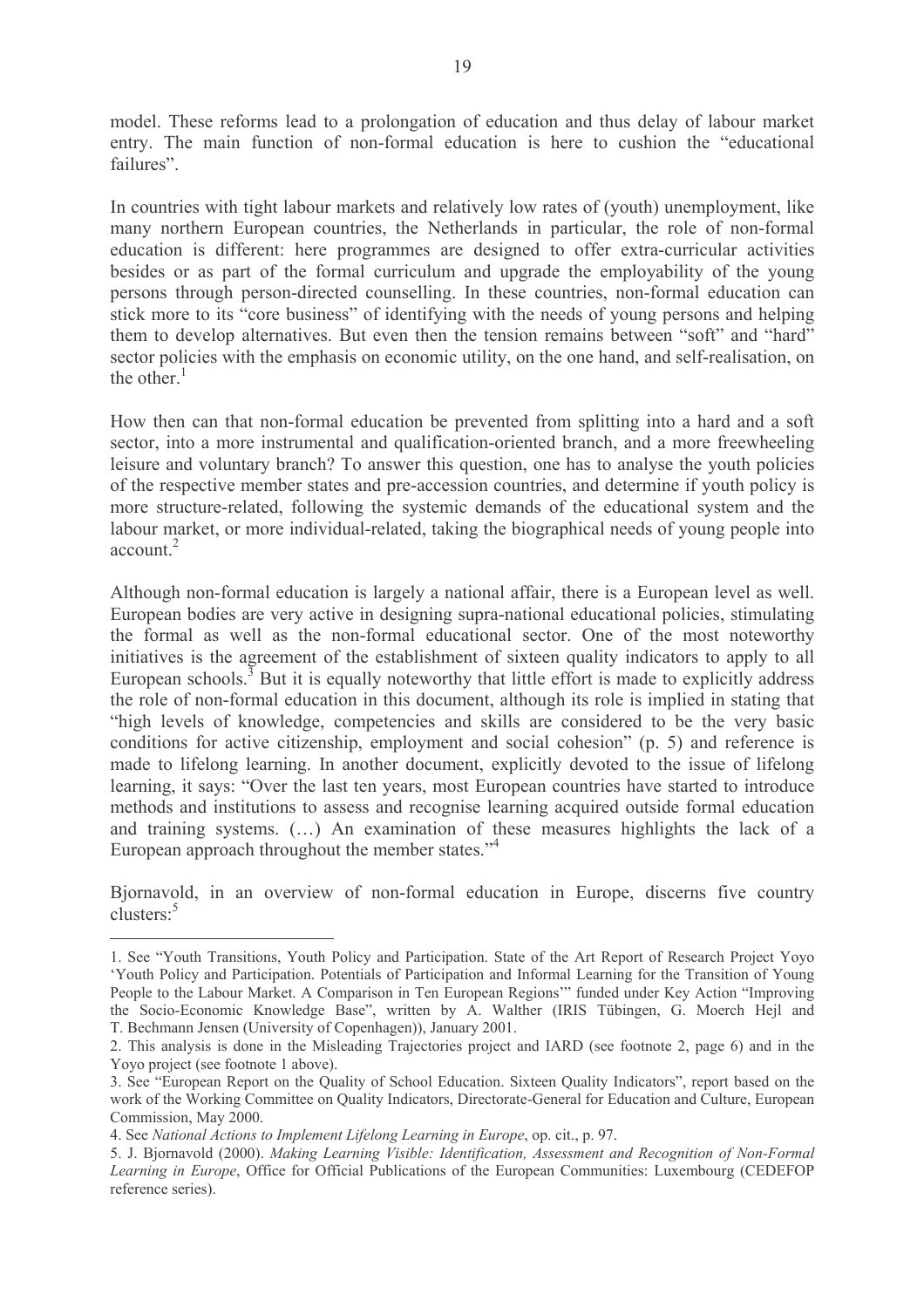model. These reforms lead to a prolongation of education and thus delay of labour market entry. The main function of non-formal education is here to cushion the "educational failures".

In countries with tight labour markets and relatively low rates of (youth) unemployment, like many northern European countries, the Netherlands in particular, the role of non-formal education is different: here programmes are designed to offer extra-curricular activities besides or as part of the formal curriculum and upgrade the employability of the young persons through person-directed counselling. In these countries, non-formal education can stick more to its "core business" of identifying with the needs of young persons and helping them to develop alternatives. But even then the tension remains between "soft" and "hard" sector policies with the emphasis on economic utility, on the one hand, and self-realisation, on the other.[1]

How then can that non-formal education be prevented from splitting into a hard and a soft sector, into a more instrumental and qualification-oriented branch, and a more freewheeling leisure and voluntary branch? To answer this question, one has to analyse the youth policies of the respective member states and pre-accession countries, and determine if youth policy is more structure-related, following the systemic demands of the educational system and the labour market, or more individual-related, taking the biographical needs of young people into account.[2]

Although non-formal education is largely a national affair, there is a European level as well. European bodies are very active in designing supra-national educational policies, stimulating the formal as well as the non-formal educational sector. One of the most noteworthy initiatives is the agreement of the establishment of sixteen quality indicators to apply to all European schools.[3] But it is equally noteworthy that little effort is made to explicitly address the role of non-formal education in this document, although its role is implied in stating that "high levels of knowledge, competencies and skills are considered to be the very basic conditions for active citizenship, employment and social cohesion" (p. 5) and reference is made to lifelong learning. In another document, explicitly devoted to the issue of lifelong learning, it says: "Over the last ten years, most European countries have started to introduce methods and institutions to assess and recognise learning acquired outside formal education and training systems. (…) An examination of these measures highlights the lack of a European approach throughout the member states."[4]

Bjornavold, in an overview of non-formal education in Europe, discerns five country clusters:[5]

---

1. See "Youth Transitions, Youth Policy and Participation. State of the Art Report of Research Project Yoyo 'Youth Policy and Participation. Potentials of Participation and Informal Learning for the Transition of Young People to the Labour Market. A Comparison in Ten European Regions'" funded under Key Action "Improving the Socio-Economic Knowledge Base", written by A. Walther (IRIS Tübingen, G. Moerch Hejl and T. Bechmann Jensen (University of Copenhagen)), January 2001.

2. This analysis is done in the Misleading Trajectories project and IARD (see footnote 2, page 6) and in the Yoyo project (see footnote 1 above).

3. See "European Report on the Quality of School Education. Sixteen Quality Indicators", report based on the work of the Working Committee on Quality Indicators, Directorate-General for Education and Culture, European Commission, May 2000.

4. See *National Actions to Implement Lifelong Learning in Europe*, op. cit., p. 97.

5. J. Bjornavold (2000). *Making Learning Visible: Identification, Assessment and Recognition of Non-Formal Learning in Europe*, Office for Official Publications of the European Communities: Luxembourg (CEDEFOP reference series).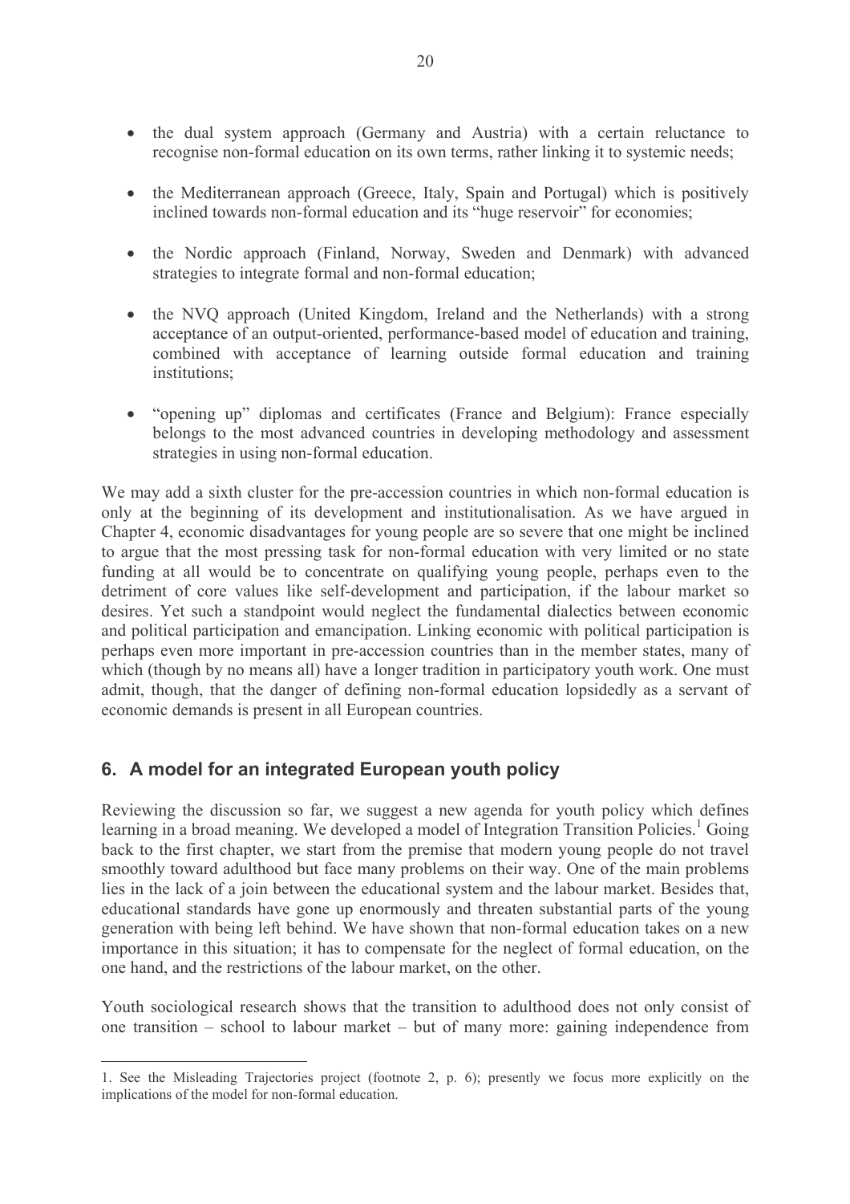- the dual system approach (Germany and Austria) with a certain reluctance to recognise non-formal education on its own terms, rather linking it to systemic needs;
- the Mediterranean approach (Greece, Italy, Spain and Portugal) which is positively inclined towards non-formal education and its "huge reservoir" for economies;
- the Nordic approach (Finland, Norway, Sweden and Denmark) with advanced strategies to integrate formal and non-formal education;
- the NVQ approach (United Kingdom, Ireland and the Netherlands) with a strong acceptance of an output-oriented, performance-based model of education and training, combined with acceptance of learning outside formal education and training institutions;
- "opening up" diplomas and certificates (France and Belgium): France especially belongs to the most advanced countries in developing methodology and assessment strategies in using non-formal education.

We may add a sixth cluster for the pre-accession countries in which non-formal education is only at the beginning of its development and institutionalisation. As we have argued in Chapter 4, economic disadvantages for young people are so severe that one might be inclined to argue that the most pressing task for non-formal education with very limited or no state funding at all would be to concentrate on qualifying young people, perhaps even to the detriment of core values like self-development and participation, if the labour market so desires. Yet such a standpoint would neglect the fundamental dialectics between economic and political participation and emancipation. Linking economic with political participation is perhaps even more important in pre-accession countries than in the member states, many of which (though by no means all) have a longer tradition in participatory youth work. One must admit, though, that the danger of defining non-formal education lopsidedly as a servant of economic demands is present in all European countries.

## 6. A model for an integrated European youth policy

Reviewing the discussion so far, we suggest a new agenda for youth policy which defines learning in a broad meaning. We developed a model of Integration Transition Policies.[1] Going back to the first chapter, we start from the premise that modern young people do not travel smoothly toward adulthood but face many problems on their way. One of the main problems lies in the lack of a join between the educational system and the labour market. Besides that, educational standards have gone up enormously and threaten substantial parts of the young generation with being left behind. We have shown that non-formal education takes on a new importance in this situation; it has to compensate for the neglect of formal education, on the one hand, and the restrictions of the labour market, on the other.

Youth sociological research shows that the transition to adulthood does not only consist of one transition – school to labour market – but of many more: gaining independence from

1. See the Misleading Trajectories project (footnote 2, p. 6); presently we focus more explicitly on the implications of the model for non-formal education.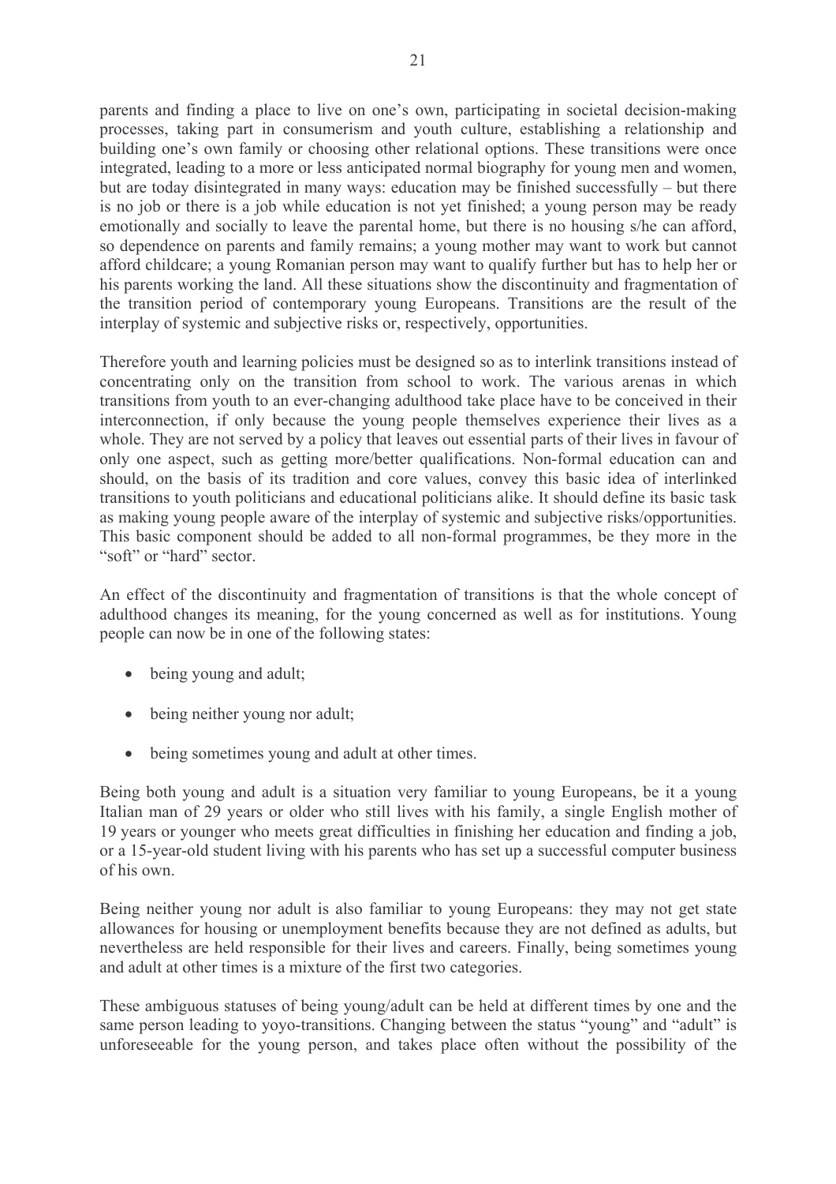parents and finding a place to live on one's own, participating in societal decision-making processes, taking part in consumerism and youth culture, establishing a relationship and building one's own family or choosing other relational options. These transitions were once integrated, leading to a more or less anticipated normal biography for young men and women, but are today disintegrated in many ways: education may be finished successfully – but there is no job or there is a job while education is not yet finished; a young person may be ready emotionally and socially to leave the parental home, but there is no housing s/he can afford, so dependence on parents and family remains; a young mother may want to work but cannot afford childcare; a young Romanian person may want to qualify further but has to help her or his parents working the land. All these situations show the discontinuity and fragmentation of the transition period of contemporary young Europeans. Transitions are the result of the interplay of systemic and subjective risks or, respectively, opportunities.

Therefore youth and learning policies must be designed so as to interlink transitions instead of concentrating only on the transition from school to work. The various arenas in which transitions from youth to an ever-changing adulthood take place have to be conceived in their interconnection, if only because the young people themselves experience their lives as a whole. They are not served by a policy that leaves out essential parts of their lives in favour of only one aspect, such as getting more/better qualifications. Non-formal education can and should, on the basis of its tradition and core values, convey this basic idea of interlinked transitions to youth politicians and educational politicians alike. It should define its basic task as making young people aware of the interplay of systemic and subjective risks/opportunities. This basic component should be added to all non-formal programmes, be they more in the "soft" or "hard" sector.

An effect of the discontinuity and fragmentation of transitions is that the whole concept of adulthood changes its meaning, for the young concerned as well as for institutions. Young people can now be in one of the following states:

- being young and adult;
- being neither young nor adult;
- being sometimes young and adult at other times.

Being both young and adult is a situation very familiar to young Europeans, be it a young Italian man of 29 years or older who still lives with his family, a single English mother of 19 years or younger who meets great difficulties in finishing her education and finding a job, or a 15-year-old student living with his parents who has set up a successful computer business of his own.

Being neither young nor adult is also familiar to young Europeans: they may not get state allowances for housing or unemployment benefits because they are not defined as adults, but nevertheless are held responsible for their lives and careers. Finally, being sometimes young and adult at other times is a mixture of the first two categories.

These ambiguous statuses of being young/adult can be held at different times by one and the same person leading to yoyo-transitions. Changing between the status "young" and "adult" is unforeseeable for the young person, and takes place often without the possibility of the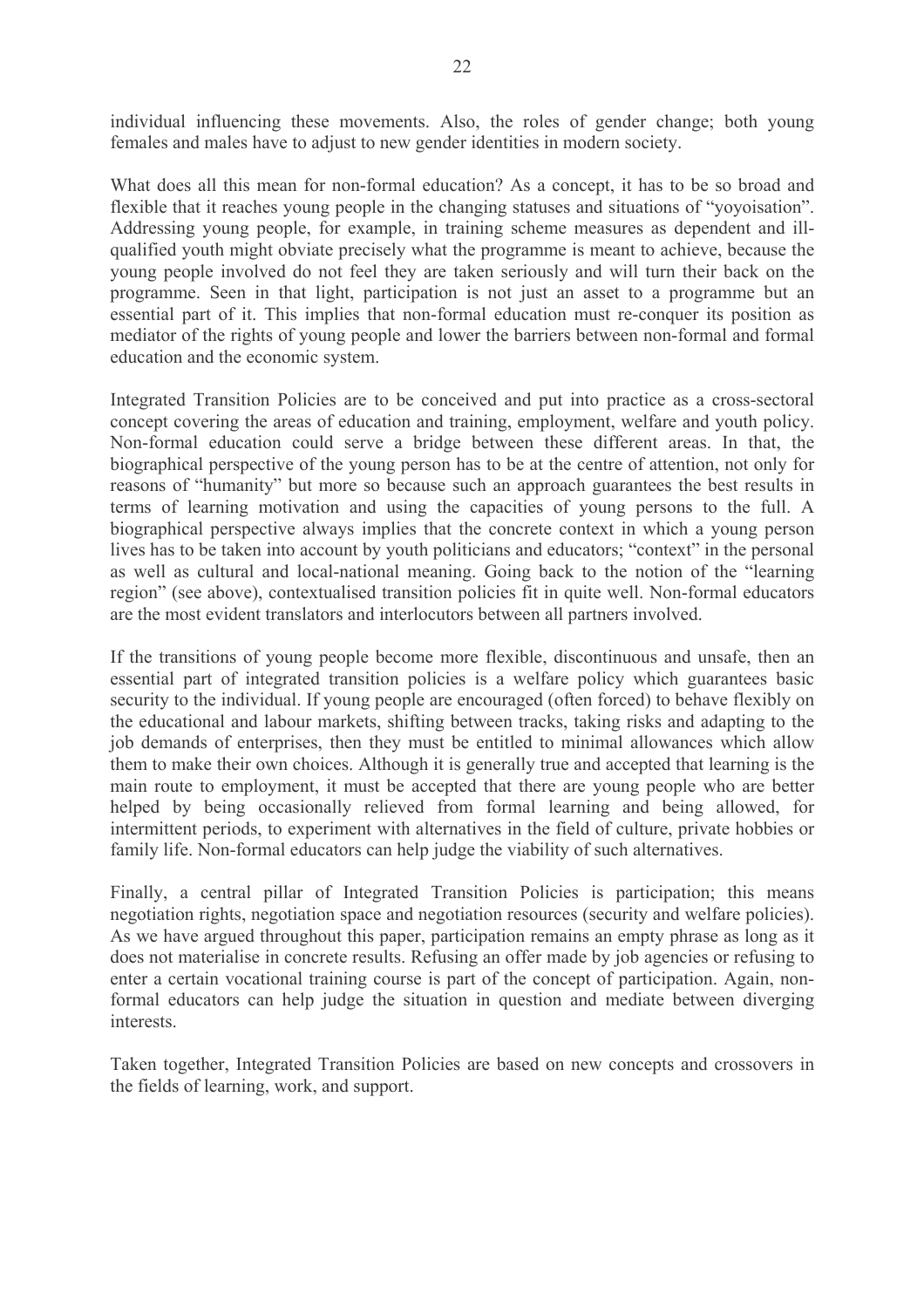individual influencing these movements. Also, the roles of gender change; both young females and males have to adjust to new gender identities in modern society.

What does all this mean for non-formal education? As a concept, it has to be so broad and flexible that it reaches young people in the changing statuses and situations of "yoyoisation". Addressing young people, for example, in training scheme measures as dependent and ill-qualified youth might obviate precisely what the programme is meant to achieve, because the young people involved do not feel they are taken seriously and will turn their back on the programme. Seen in that light, participation is not just an asset to a programme but an essential part of it. This implies that non-formal education must re-conquer its position as mediator of the rights of young people and lower the barriers between non-formal and formal education and the economic system.

Integrated Transition Policies are to be conceived and put into practice as a cross-sectoral concept covering the areas of education and training, employment, welfare and youth policy. Non-formal education could serve a bridge between these different areas. In that, the biographical perspective of the young person has to be at the centre of attention, not only for reasons of "humanity" but more so because such an approach guarantees the best results in terms of learning motivation and using the capacities of young persons to the full. A biographical perspective always implies that the concrete context in which a young person lives has to be taken into account by youth politicians and educators; "context" in the personal as well as cultural and local-national meaning. Going back to the notion of the "learning region" (see above), contextualised transition policies fit in quite well. Non-formal educators are the most evident translators and interlocutors between all partners involved.

If the transitions of young people become more flexible, discontinuous and unsafe, then an essential part of integrated transition policies is a welfare policy which guarantees basic security to the individual. If young people are encouraged (often forced) to behave flexibly on the educational and labour markets, shifting between tracks, taking risks and adapting to the job demands of enterprises, then they must be entitled to minimal allowances which allow them to make their own choices. Although it is generally true and accepted that learning is the main route to employment, it must be accepted that there are young people who are better helped by being occasionally relieved from formal learning and being allowed, for intermittent periods, to experiment with alternatives in the field of culture, private hobbies or family life. Non-formal educators can help judge the viability of such alternatives.

Finally, a central pillar of Integrated Transition Policies is participation; this means negotiation rights, negotiation space and negotiation resources (security and welfare policies). As we have argued throughout this paper, participation remains an empty phrase as long as it does not materialise in concrete results. Refusing an offer made by job agencies or refusing to enter a certain vocational training course is part of the concept of participation. Again, non-formal educators can help judge the situation in question and mediate between diverging interests.

Taken together, Integrated Transition Policies are based on new concepts and crossovers in the fields of learning, work, and support.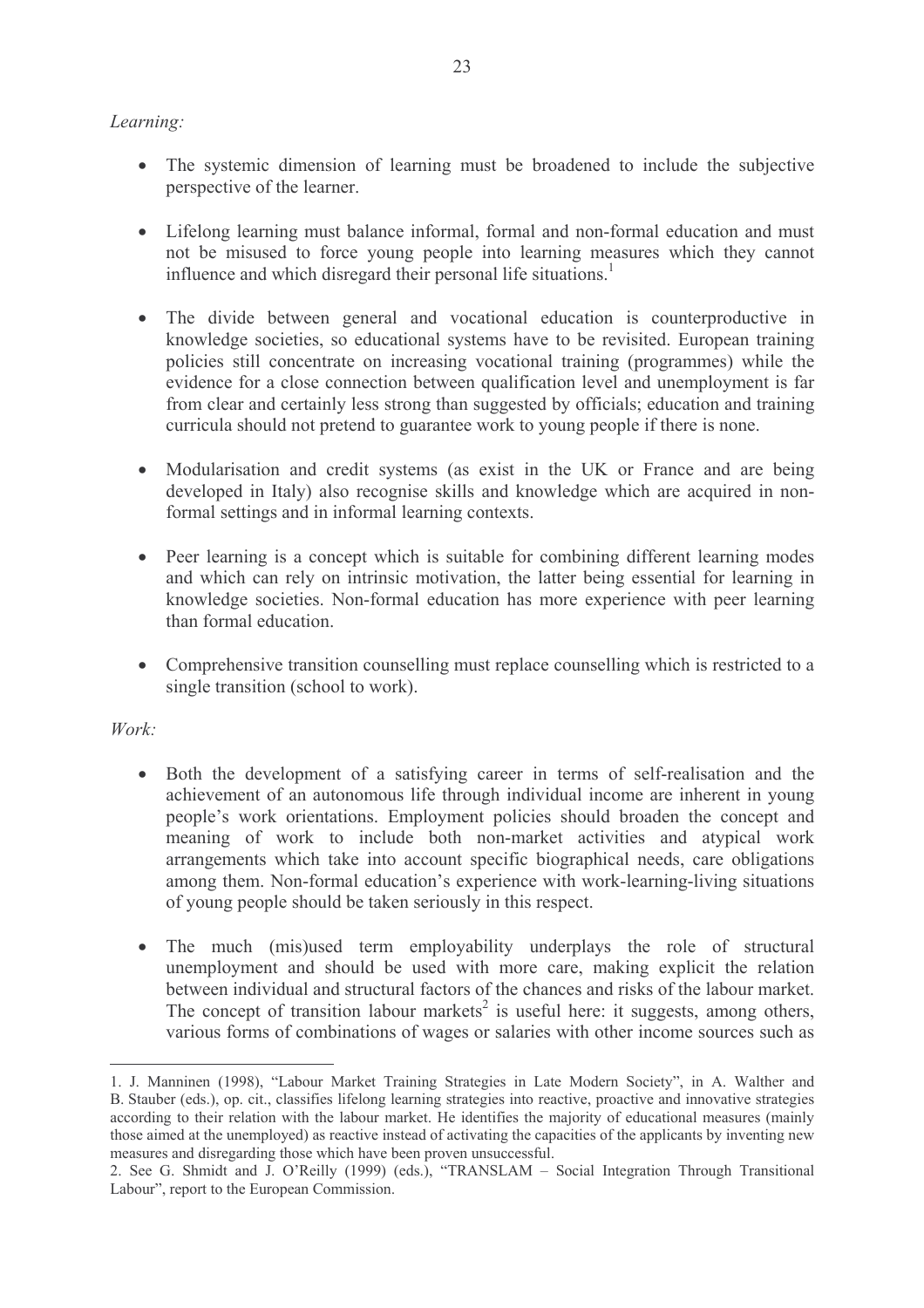*Learning:*

- The systemic dimension of learning must be broadened to include the subjective perspective of the learner.

- Lifelong learning must balance informal, formal and non-formal education and must not be misused to force young people into learning measures which they cannot influence and which disregard their personal life situations.[1]

- The divide between general and vocational education is counterproductive in knowledge societies, so educational systems have to be revisited. European training policies still concentrate on increasing vocational training (programmes) while the evidence for a close connection between qualification level and unemployment is far from clear and certainly less strong than suggested by officials; education and training curricula should not pretend to guarantee work to young people if there is none.

- Modularisation and credit systems (as exist in the UK or France and are being developed in Italy) also recognise skills and knowledge which are acquired in non-formal settings and in informal learning contexts.

- Peer learning is a concept which is suitable for combining different learning modes and which can rely on intrinsic motivation, the latter being essential for learning in knowledge societies. Non-formal education has more experience with peer learning than formal education.

- Comprehensive transition counselling must replace counselling which is restricted to a single transition (school to work).

*Work:*

- Both the development of a satisfying career in terms of self-realisation and the achievement of an autonomous life through individual income are inherent in young people's work orientations. Employment policies should broaden the concept and meaning of work to include both non-market activities and atypical work arrangements which take into account specific biographical needs, care obligations among them. Non-formal education's experience with work-learning-living situations of young people should be taken seriously in this respect.

- The much (mis)used term employability underplays the role of structural unemployment and should be used with more care, making explicit the relation between individual and structural factors of the chances and risks of the labour market. The concept of transition labour markets[2] is useful here: it suggests, among others, various forms of combinations of wages or salaries with other income sources such as

---

1. J. Manninen (1998), "Labour Market Training Strategies in Late Modern Society", in A. Walther and B. Stauber (eds.), op. cit., classifies lifelong learning strategies into reactive, proactive and innovative strategies according to their relation with the labour market. He identifies the majority of educational measures (mainly those aimed at the unemployed) as reactive instead of activating the capacities of the applicants by inventing new measures and disregarding those which have been proven unsuccessful.

2. See G. Shmidt and J. O'Reilly (1999) (eds.), "TRANSLAM – Social Integration Through Transitional Labour", report to the European Commission.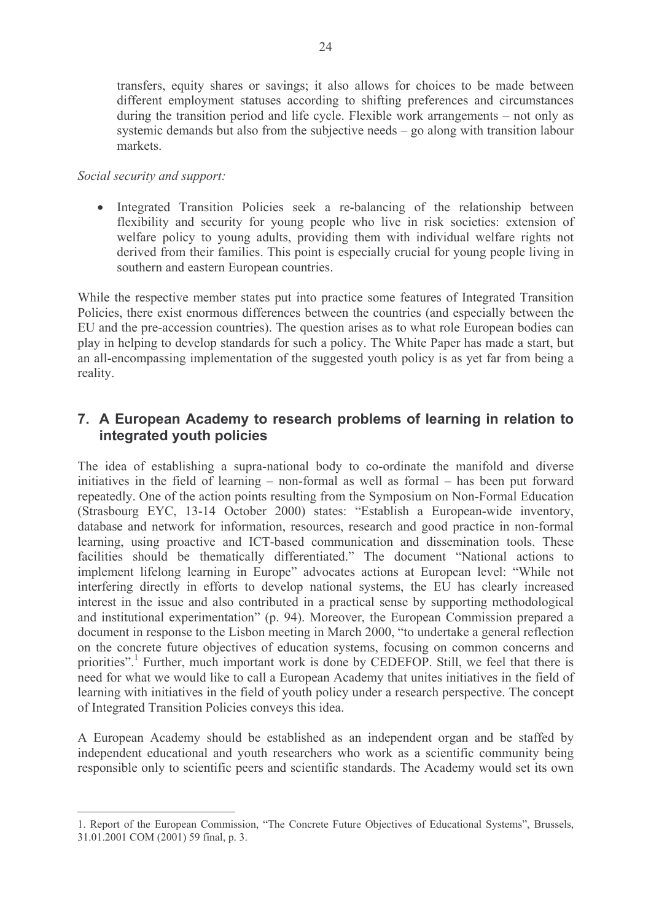transfers, equity shares or savings; it also allows for choices to be made between different employment statuses according to shifting preferences and circumstances during the transition period and life cycle. Flexible work arrangements – not only as systemic demands but also from the subjective needs – go along with transition labour markets.

*Social security and support:*

- Integrated Transition Policies seek a re-balancing of the relationship between flexibility and security for young people who live in risk societies: extension of welfare policy to young adults, providing them with individual welfare rights not derived from their families. This point is especially crucial for young people living in southern and eastern European countries.

While the respective member states put into practice some features of Integrated Transition Policies, there exist enormous differences between the countries (and especially between the EU and the pre-accession countries). The question arises as to what role European bodies can play in helping to develop standards for such a policy. The White Paper has made a start, but an all-encompassing implementation of the suggested youth policy is as yet far from being a reality.

## 7. A European Academy to research problems of learning in relation to integrated youth policies

The idea of establishing a supra-national body to co-ordinate the manifold and diverse initiatives in the field of learning – non-formal as well as formal – has been put forward repeatedly. One of the action points resulting from the Symposium on Non-Formal Education (Strasbourg EYC, 13-14 October 2000) states: "Establish a European-wide inventory, database and network for information, resources, research and good practice in non-formal learning, using proactive and ICT-based communication and dissemination tools. These facilities should be thematically differentiated." The document "National actions to implement lifelong learning in Europe" advocates actions at European level: "While not interfering directly in efforts to develop national systems, the EU has clearly increased interest in the issue and also contributed in a practical sense by supporting methodological and institutional experimentation" (p. 94). Moreover, the European Commission prepared a document in response to the Lisbon meeting in March 2000, "to undertake a general reflection on the concrete future objectives of education systems, focusing on common concerns and priorities".[1] Further, much important work is done by CEDEFOP. Still, we feel that there is need for what we would like to call a European Academy that unites initiatives in the field of learning with initiatives in the field of youth policy under a research perspective. The concept of Integrated Transition Policies conveys this idea.

A European Academy should be established as an independent organ and be staffed by independent educational and youth researchers who work as a scientific community being responsible only to scientific peers and scientific standards. The Academy would set its own

---

1. Report of the European Commission, "The Concrete Future Objectives of Educational Systems", Brussels, 31.01.2001 COM (2001) 59 final, p. 3.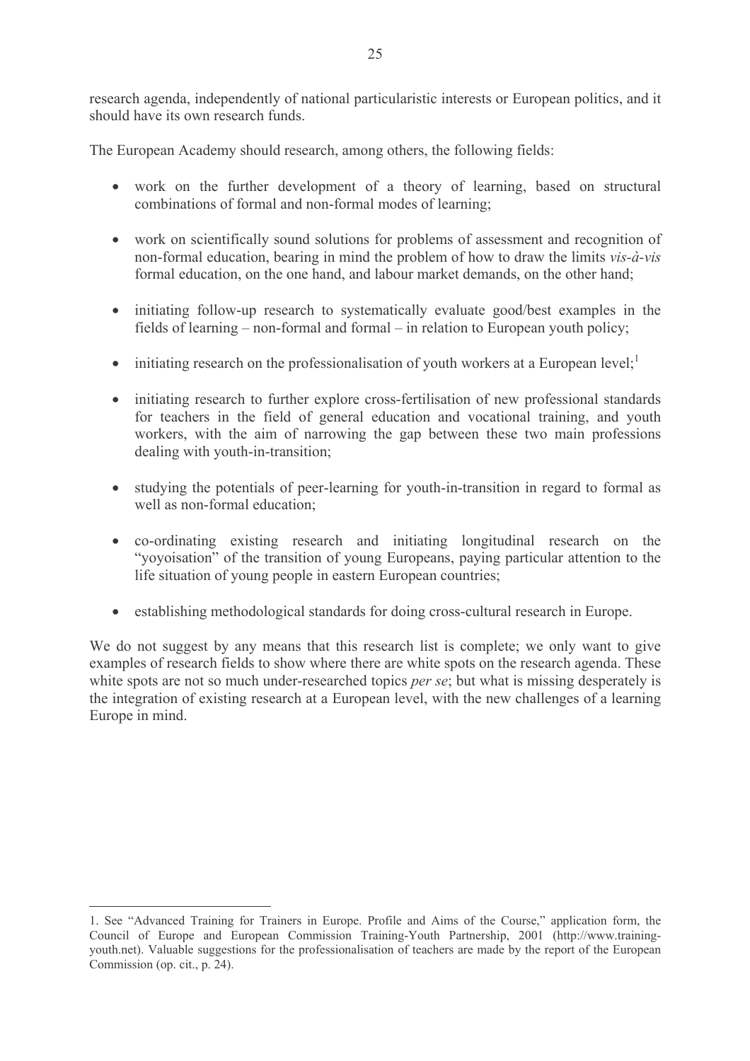research agenda, independently of national particularistic interests or European politics, and it should have its own research funds.

The European Academy should research, among others, the following fields:

- work on the further development of a theory of learning, based on structural combinations of formal and non-formal modes of learning;

- work on scientifically sound solutions for problems of assessment and recognition of non-formal education, bearing in mind the problem of how to draw the limits *vis-à-vis* formal education, on the one hand, and labour market demands, on the other hand;

- initiating follow-up research to systematically evaluate good/best examples in the fields of learning – non-formal and formal – in relation to European youth policy;

- initiating research on the professionalisation of youth workers at a European level;[1]

- initiating research to further explore cross-fertilisation of new professional standards for teachers in the field of general education and vocational training, and youth workers, with the aim of narrowing the gap between these two main professions dealing with youth-in-transition;

- studying the potentials of peer-learning for youth-in-transition in regard to formal as well as non-formal education;

- co-ordinating existing research and initiating longitudinal research on the "yoyoisation" of the transition of young Europeans, paying particular attention to the life situation of young people in eastern European countries;

- establishing methodological standards for doing cross-cultural research in Europe.

We do not suggest by any means that this research list is complete; we only want to give examples of research fields to show where there are white spots on the research agenda. These white spots are not so much under-researched topics *per se*; but what is missing desperately is the integration of existing research at a European level, with the new challenges of a learning Europe in mind.

---

1. See "Advanced Training for Trainers in Europe. Profile and Aims of the Course," application form, the Council of Europe and European Commission Training-Youth Partnership, 2001 (http://www.training-youth.net). Valuable suggestions for the professionalisation of teachers are made by the report of the European Commission (op. cit., p. 24).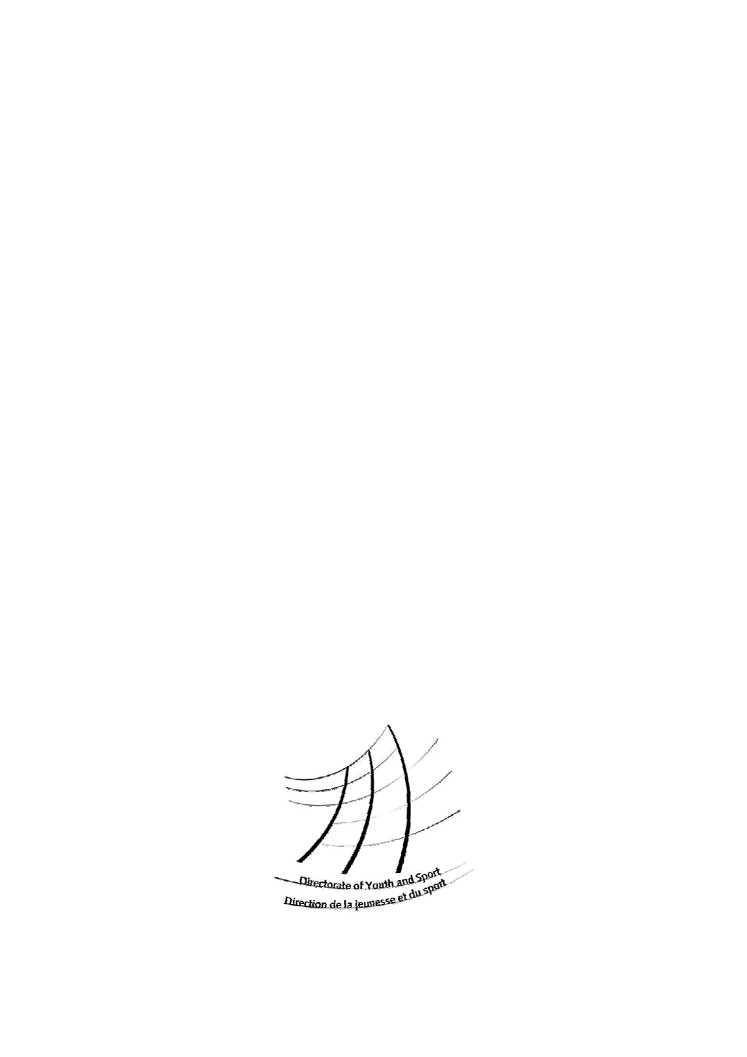Directorate of Youth and Sport

Direction de la jeunesse et du sport